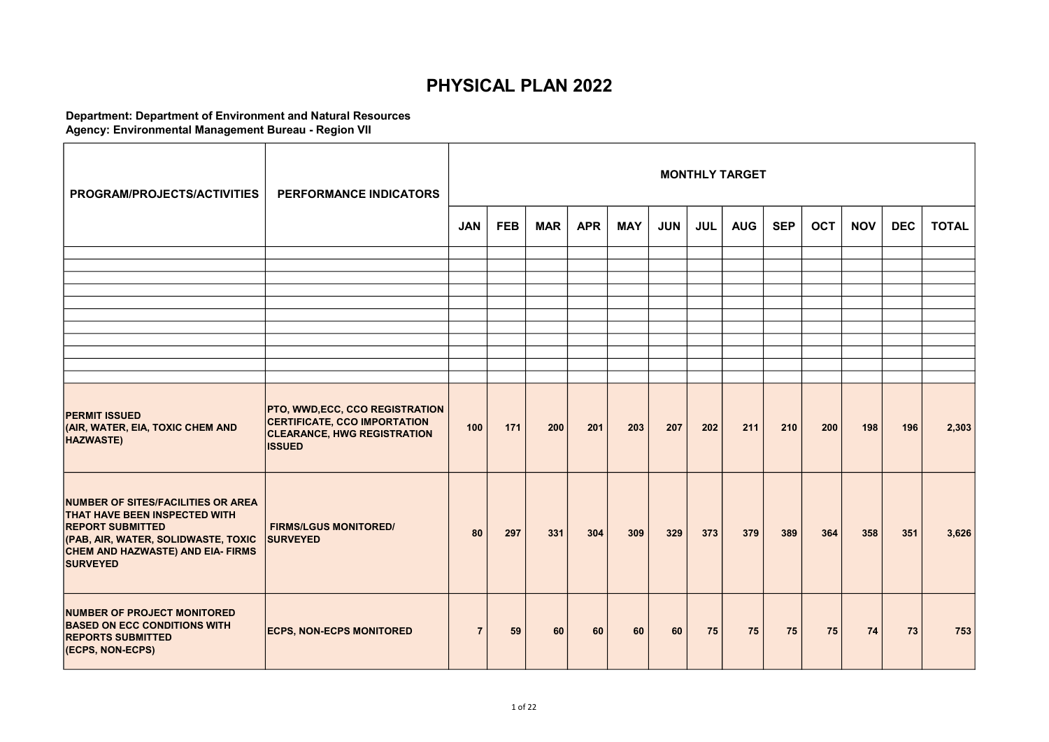# PHYSICAL PLAN 2022

**Department: Department of Environment and Natural Resources**
**Agency: Environmental Management Bureau - Region VII**

| PROGRAM/PROJECTS/ACTIVITIES | PERFORMANCE INDICATORS | MONTHLY TARGET | | | | | | | | | | | | |
|---|---|---|---|---|---|---|---|---|---|---|---|---|---|---|
| | | JAN | FEB | MAR | APR | MAY | JUN | JUL | AUG | SEP | OCT | NOV | DEC | TOTAL |
| | | | | | | | | | | | | | | |
| | | | | | | | | | | | | | | |
| | | | | | | | | | | | | | | |
| | | | | | | | | | | | | | | |
| | | | | | | | | | | | | | | |
| | | | | | | | | | | | | | | |
| | | | | | | | | | | | | | | |
| | | | | | | | | | | | | | | |
| | | | | | | | | | | | | | | |
| | | | | | | | | | | | | | | |
| | | | | | | | | | | | | | | |
| **PERMIT ISSUED (AIR, WATER, EIA, TOXIC CHEM AND HAZWASTE)** | **PTO, WWD,ECC, CCO REGISTRATION CERTIFICATE, CCO IMPORTATION CLEARANCE, HWG REGISTRATION ISSUED** | 100 | 171 | 200 | 201 | 203 | 207 | 202 | 211 | 210 | 200 | 198 | 196 | 2,303 |
| **NUMBER OF SITES/FACILITIES OR AREA THAT HAVE BEEN INSPECTED WITH REPORT SUBMITTED (PAB, AIR, WATER, SOLIDWASTE, TOXIC CHEM AND HAZWASTE) AND EIA- FIRMS SURVEYED** | **FIRMS/LGUS MONITORED/ SURVEYED** | 80 | 297 | 331 | 304 | 309 | 329 | 373 | 379 | 389 | 364 | 358 | 351 | 3,626 |
| **NUMBER OF PROJECT MONITORED BASED ON ECC CONDITIONS WITH REPORTS SUBMITTED (ECPS, NON-ECPS)** | **ECPS, NON-ECPS MONITORED** | 7 | 59 | 60 | 60 | 60 | 60 | 75 | 75 | 75 | 75 | 74 | 73 | 753 |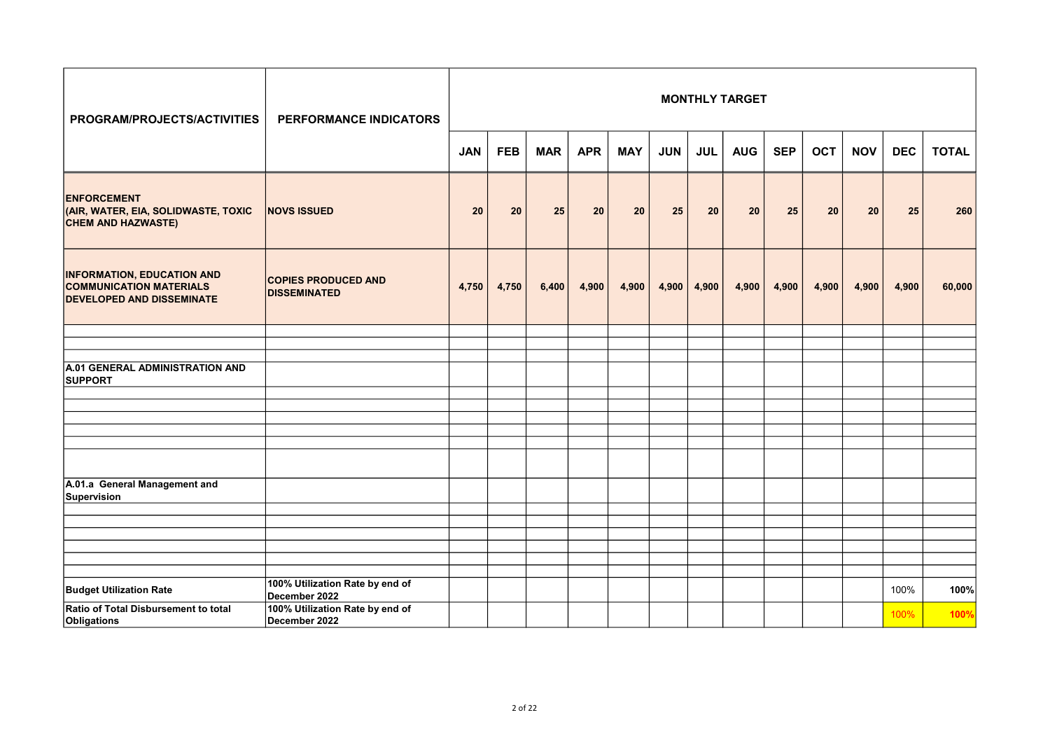| PROGRAM/PROJECTS/ACTIVITIES | PERFORMANCE INDICATORS | MONTHLY TARGET | | | | | | | | | | | | |
|---|---|---|---|---|---|---|---|---|---|---|---|---|---|---|
| | | JAN | FEB | MAR | APR | MAY | JUN | JUL | AUG | SEP | OCT | NOV | DEC | TOTAL |
| **ENFORCEMENT (AIR, WATER, EIA, SOLIDWASTE, TOXIC CHEM AND HAZWASTE)** | **NOVS ISSUED** | 20 | 20 | 25 | 20 | 20 | 25 | 20 | 20 | 25 | 20 | 20 | 25 | 260 |
| **INFORMATION, EDUCATION AND COMMUNICATION MATERIALS DEVELOPED AND DISSEMINATE** | **COPIES PRODUCED AND DISSEMINATED** | 4,750 | 4,750 | 6,400 | 4,900 | 4,900 | 4,900 | 4,900 | 4,900 | 4,900 | 4,900 | 4,900 | 4,900 | 60,000 |
| | | | | | | | | | | | | | | |
| | | | | | | | | | | | | | | |
| | | | | | | | | | | | | | | |
| **A.01 GENERAL ADMINISTRATION AND SUPPORT** | | | | | | | | | | | | | | |
| | | | | | | | | | | | | | | |
| | | | | | | | | | | | | | | |
| | | | | | | | | | | | | | | |
| | | | | | | | | | | | | | | |
| | | | | | | | | | | | | | | |
| | | | | | | | | | | | | | | |
| **A.01.a General Management and Supervision** | | | | | | | | | | | | | | |
| | | | | | | | | | | | | | | |
| | | | | | | | | | | | | | | |
| | | | | | | | | | | | | | | |
| | | | | | | | | | | | | | | |
| | | | | | | | | | | | | | | |
| | | | | | | | | | | | | | | |
| **Budget Utilization Rate** | 100% Utilization Rate by end of December 2022 | | | | | | | | | | | | 100% | 100% |
| **Ratio of Total Disbursement to total Obligations** | 100% Utilization Rate by end of December 2022 | | | | | | | | | | | | 100% | 100% |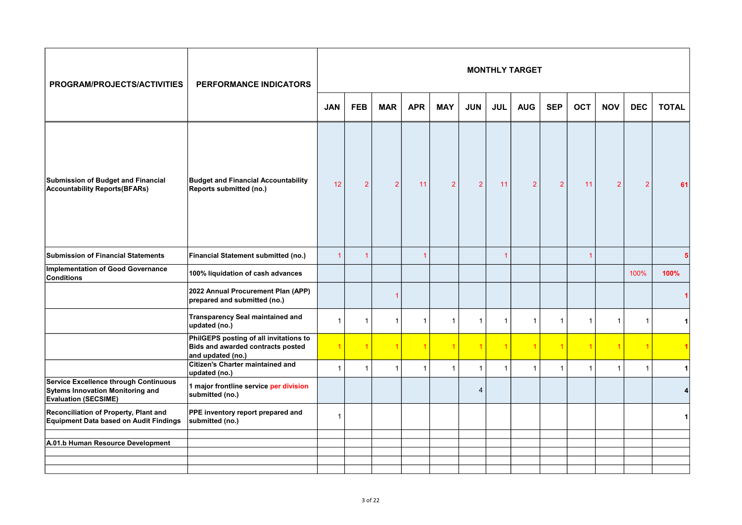| PROGRAM/PROJECTS/ACTIVITIES | PERFORMANCE INDICATORS | MONTHLY TARGET | | | | | | | | | | | | |
|---|---|---|---|---|---|---|---|---|---|---|---|---|---|---|
| | | JAN | FEB | MAR | APR | MAY | JUN | JUL | AUG | SEP | OCT | NOV | DEC | TOTAL |
| **Submission of Budget and Financial Accountability Reports(BFARs)** | **Budget and Financial Accountability Reports submitted (no.)** | 12 | 2 | 2 | 11 | 2 | 2 | 11 | 2 | 2 | 11 | 2 | 2 | **61** |
| **Submission of Financial Statements** | **Financial Statement submitted (no.)** | 1 | 1 | | 1 | | | 1 | | | 1 | | | **5** |
| **Implementation of Good Governance Conditions** | **100% liquidation of cash advances** | | | | | | | | | | | | 100% | **100%** |
| | **2022 Annual Procurement Plan (APP) prepared and submitted (no.)** | | | 1 | | | | | | | | | | **1** |
| | **Transparency Seal maintained and updated (no.)** | 1 | 1 | 1 | 1 | 1 | 1 | 1 | 1 | 1 | 1 | 1 | 1 | **1** |
| | **PhilGEPS posting of all invitations to Bids and awarded contracts posted and updated (no.)** | 1 | 1 | 1 | 1 | 1 | 1 | 1 | 1 | 1 | 1 | 1 | 1 | **1** |
| | **Citizen's Charter maintained and updated (no.)** | 1 | 1 | 1 | 1 | 1 | 1 | 1 | 1 | 1 | 1 | 1 | 1 | **1** |
| **Service Excellence through Continuous Sytems Innovation Monitoring and Evaluation (SECSIME)** | **1 major frontline service per division submitted (no.)** | | | | | | 4 | | | | | | | **4** |
| **Reconciliation of Property, Plant and Equipment Data based on Audit Findings** | **PPE inventory report prepared and submitted (no.)** | 1 | | | | | | | | | | | | **1** |
| | | | | | | | | | | | | | | |
| **A.01.b Human Resource Development** | | | | | | | | | | | | | | |
| | | | | | | | | | | | | | | |
| | | | | | | | | | | | | | | |
| | | | | | | | | | | | | | | |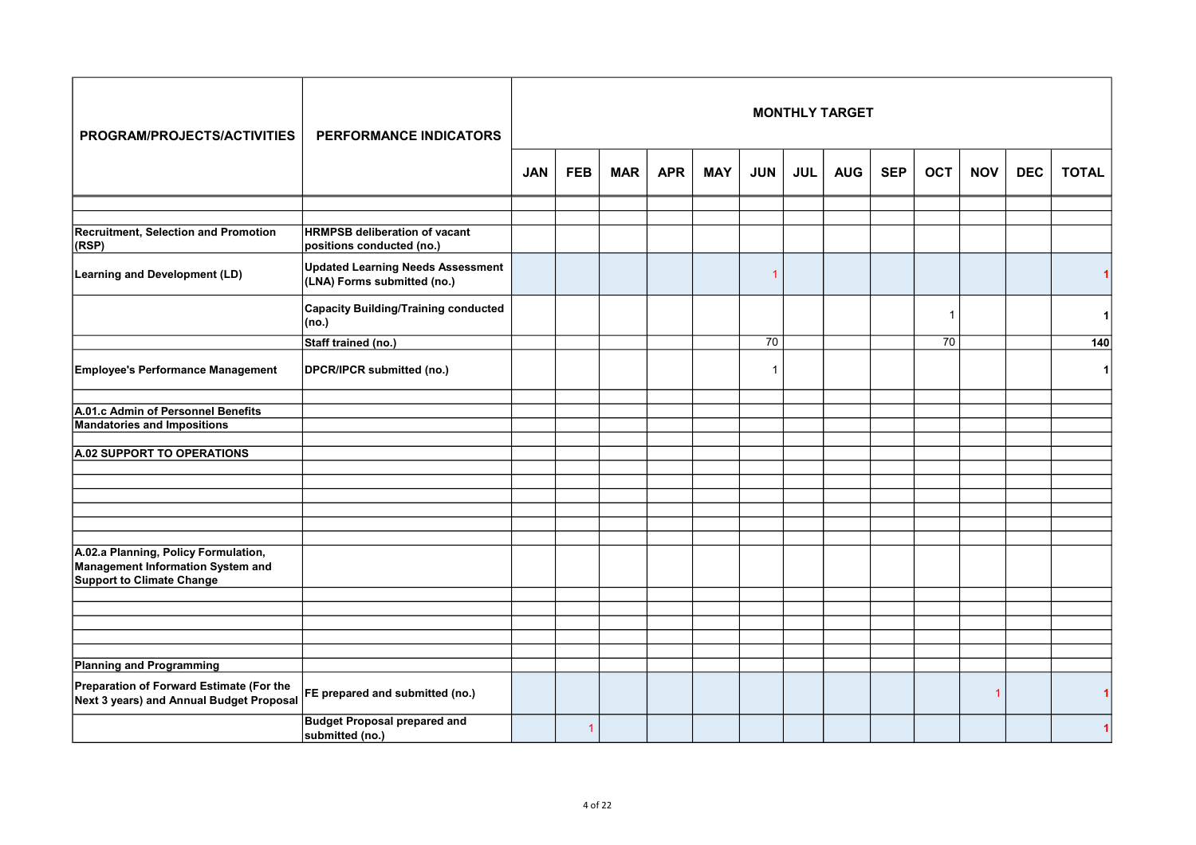| PROGRAM/PROJECTS/ACTIVITIES | PERFORMANCE INDICATORS | MONTHLY TARGET | | | | | | | | | | | | |
|---|---|---|---|---|---|---|---|---|---|---|---|---|---|---|
| | | JAN | FEB | MAR | APR | MAY | JUN | JUL | AUG | SEP | OCT | NOV | DEC | TOTAL |
| | | | | | | | | | | | | | | |
| | | | | | | | | | | | | | | |
| Recruitment, Selection and Promotion (RSP) | HRMPSB deliberation of vacant positions conducted (no.) | | | | | | | | | | | | | |
| Learning and Development (LD) | Updated Learning Needs Assessment (LNA) Forms submitted (no.) | | | | | | 1 | | | | | | | 1 |
| | Capacity Building/Training conducted (no.) | | | | | | | | | | 1 | | | 1 |
| | Staff trained (no.) | | | | | | 70 | | | | 70 | | | 140 |
| Employee's Performance Management | DPCR/IPCR submitted (no.) | | | | | | 1 | | | | | | | 1 |
| | | | | | | | | | | | | | | |
| A.01.c Admin of Personnel Benefits | | | | | | | | | | | | | | |
| Mandatories and Impositions | | | | | | | | | | | | | | |
| | | | | | | | | | | | | | | |
| A.02 SUPPORT TO OPERATIONS | | | | | | | | | | | | | | |
| | | | | | | | | | | | | | | |
| | | | | | | | | | | | | | | |
| | | | | | | | | | | | | | | |
| | | | | | | | | | | | | | | |
| | | | | | | | | | | | | | | |
| | | | | | | | | | | | | | | |
| A.02.a Planning, Policy Formulation, Management Information System and Support to Climate Change | | | | | | | | | | | | | | |
| | | | | | | | | | | | | | | |
| | | | | | | | | | | | | | | |
| | | | | | | | | | | | | | | |
| | | | | | | | | | | | | | | |
| | | | | | | | | | | | | | | |
| Planning and Programming | | | | | | | | | | | | | | |
| Preparation of Forward Estimate (For the Next 3 years) and Annual Budget Proposal | FE prepared and submitted (no.) | | | | | | | | | | | 1 | | 1 |
| | Budget Proposal prepared and submitted (no.) | | 1 | | | | | | | | | | | 1 |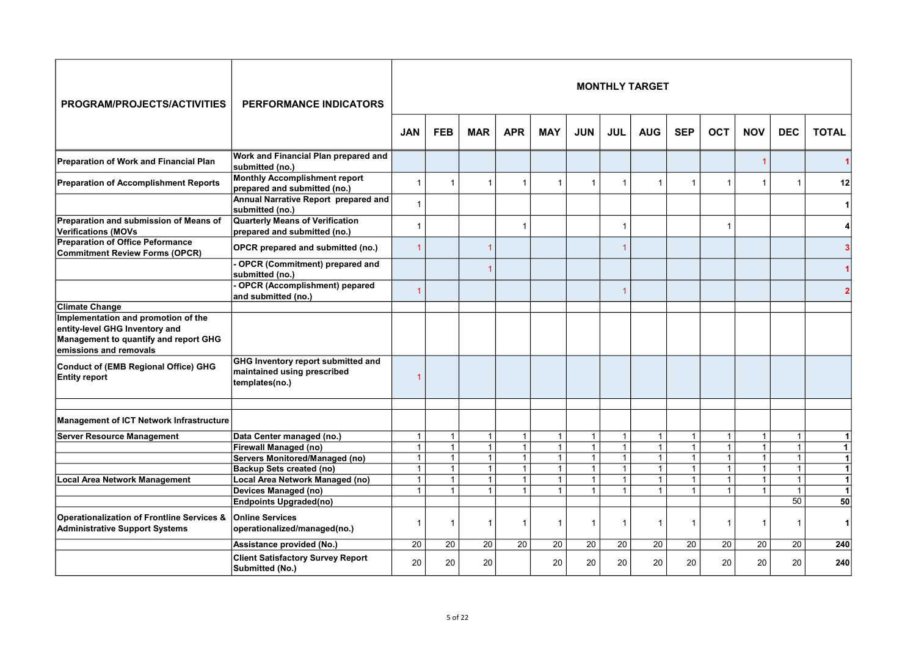| PROGRAM/PROJECTS/ACTIVITIES | PERFORMANCE INDICATORS | MONTHLY TARGET | | | | | | | | | | | | |
|---|---|---|---|---|---|---|---|---|---|---|---|---|---|---|
| | | JAN | FEB | MAR | APR | MAY | JUN | JUL | AUG | SEP | OCT | NOV | DEC | TOTAL |
| Preparation of Work and Financial Plan | Work and Financial Plan prepared and submitted (no.) | | | | | | | | | | | 1 | | 1 |
| Preparation of Accomplishment Reports | Monthly Accomplishment report prepared and submitted (no.) | 1 | 1 | 1 | 1 | 1 | 1 | 1 | 1 | 1 | 1 | 1 | 1 | 12 |
| | Annual Narrative Report prepared and submitted (no.) | 1 | | | | | | | | | | | | 1 |
| Preparation and submission of Means of Verifications (MOVs | Quarterly Means of Verification prepared and submitted (no.) | 1 | | | 1 | | | 1 | | | 1 | | | 4 |
| Preparation of Office Peformance Commitment Review Forms (OPCR) | OPCR prepared and submitted (no.) | 1 | | 1 | | | | 1 | | | | | | 3 |
| | - OPCR (Commitment) prepared and submitted (no.) | | | 1 | | | | | | | | | | 1 |
| | - OPCR (Accomplishment) pepared and submitted (no.) | 1 | | | | | | 1 | | | | | | 2 |
| Climate Change | | | | | | | | | | | | | | |
| Implementation and promotion of the entity-level GHG Inventory and Management to quantify and report GHG emissions and removals | | | | | | | | | | | | | | |
| Conduct of (EMB Regional Office) GHG Entity report | GHG Inventory report submitted and maintained using prescribed templates(no.) | 1 | | | | | | | | | | | | |
| | | | | | | | | | | | | | | |
| Management of ICT Network Infrastructure | | | | | | | | | | | | | | |
| Server Resource Management | Data Center managed (no.) | 1 | 1 | 1 | 1 | 1 | 1 | 1 | 1 | 1 | 1 | 1 | 1 | 1 |
| | Firewall Managed (no) | 1 | 1 | 1 | 1 | 1 | 1 | 1 | 1 | 1 | 1 | 1 | 1 | 1 |
| | Servers Monitored/Managed (no) | 1 | 1 | 1 | 1 | 1 | 1 | 1 | 1 | 1 | 1 | 1 | 1 | 1 |
| | Backup Sets created (no) | 1 | 1 | 1 | 1 | 1 | 1 | 1 | 1 | 1 | 1 | 1 | 1 | 1 |
| Local Area Network Management | Local Area Network Managed (no) | 1 | 1 | 1 | 1 | 1 | 1 | 1 | 1 | 1 | 1 | 1 | 1 | 1 |
| | Devices Managed (no) | 1 | 1 | 1 | 1 | 1 | 1 | 1 | 1 | 1 | 1 | 1 | 1 | 1 |
| | Endpoints Upgraded(no) | | | | | | | | | | | | 50 | 50 |
| Operationalization of Frontline Services & Administrative Support Systems | Online Services operationalized/managed(no.) | 1 | 1 | 1 | 1 | 1 | 1 | 1 | 1 | 1 | 1 | 1 | 1 | 1 |
| | Assistance provided (No.) | 20 | 20 | 20 | 20 | 20 | 20 | 20 | 20 | 20 | 20 | 20 | 20 | 240 |
| | Client Satisfactory Survey Report Submitted (No.) | 20 | 20 | 20 | | 20 | 20 | 20 | 20 | 20 | 20 | 20 | 20 | 240 |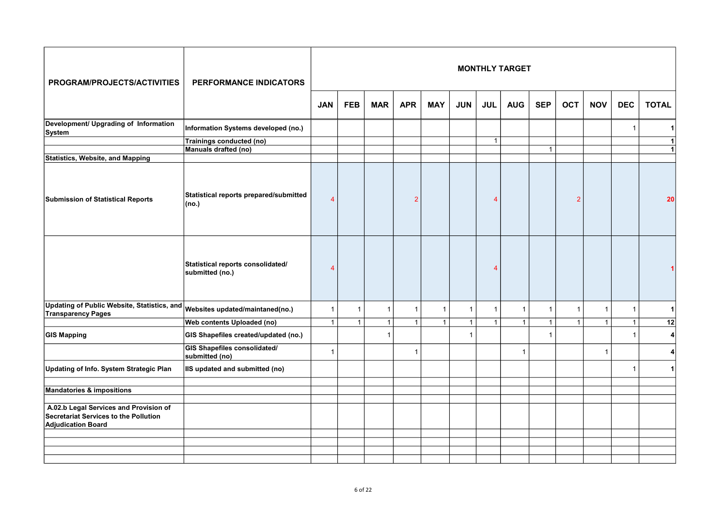| PROGRAM/PROJECTS/ACTIVITIES | PERFORMANCE INDICATORS | MONTHLY TARGET | | | | | | | | | | | | |
|---|---|---|---|---|---|---|---|---|---|---|---|---|---|---|
| | | JAN | FEB | MAR | APR | MAY | JUN | JUL | AUG | SEP | OCT | NOV | DEC | TOTAL |
| **Development/ Upgrading of Information System** | **Information Systems developed (no.)** | | | | | | | | | | | | 1 | 1 |
| | **Trainings conducted (no)** | | | | | | | 1 | | | | | | 1 |
| | **Manuals drafted (no)** | | | | | | | | | 1 | | | | 1 |
| **Statistics, Website, and Mapping** | | | | | | | | | | | | | | |
| **Submission of Statistical Reports** | **Statistical reports prepared/submitted (no.)** | 4 | | | 2 | | | 4 | | | 2 | | | 20 |
| | **Statistical reports consolidated/ submitted (no.)** | 4 | | | | | | 4 | | | | | | 1 |
| **Updating of Public Website, Statistics, and Transparency Pages** | **Websites updated/maintaned(no.)** | 1 | 1 | 1 | 1 | 1 | 1 | 1 | 1 | 1 | 1 | 1 | 1 | 1 |
| | **Web contents Uploaded (no)** | 1 | 1 | 1 | 1 | 1 | 1 | 1 | 1 | 1 | 1 | 1 | 1 | 12 |
| **GIS Mapping** | **GIS Shapefiles created/updated (no.)** | | | 1 | | | 1 | | | 1 | | | 1 | 4 |
| | **GIS Shapefiles consolidated/ submitted (no)** | 1 | | | 1 | | | | 1 | | | 1 | | 4 |
| **Updating of Info. System Strategic Plan** | **IIS updated and submitted (no)** | | | | | | | | | | | | 1 | 1 |
| | | | | | | | | | | | | | | |
| **Mandatories & impositions** | | | | | | | | | | | | | | |
| | | | | | | | | | | | | | | |
| **A.02.b Legal Services and Provision of Secretariat Services to the Pollution Adjudication Board** | | | | | | | | | | | | | | |
| | | | | | | | | | | | | | | |
| | | | | | | | | | | | | | | |
| | | | | | | | | | | | | | | |
| | | | | | | | | | | | | | | |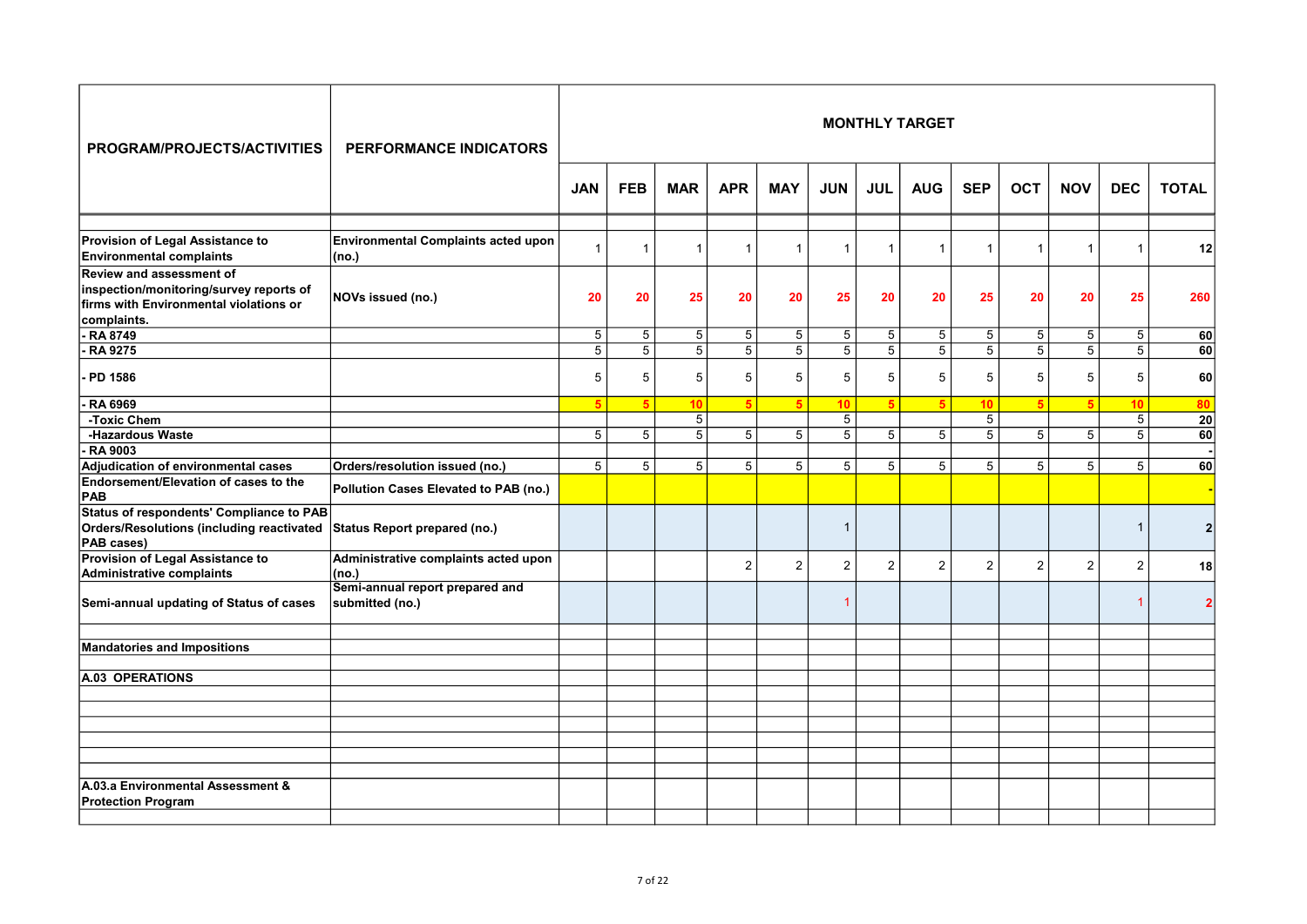| PROGRAM/PROJECTS/ACTIVITIES | PERFORMANCE INDICATORS | MONTHLY TARGET | | | | | | | | | | | | |
|---|---|---|---|---|---|---|---|---|---|---|---|---|---|---|
| | | JAN | FEB | MAR | APR | MAY | JUN | JUL | AUG | SEP | OCT | NOV | DEC | TOTAL |
| **Provision of Legal Assistance to Environmental complaints** | **Environmental Complaints acted upon (no.)** | 1 | 1 | 1 | 1 | 1 | 1 | 1 | 1 | 1 | 1 | 1 | 1 | **12** |
| **Review and assessment of inspection/monitoring/survey reports of firms with Environmental violations or complaints.** | **NOVs issued (no.)** | **20** | **20** | **25** | **20** | **20** | **25** | **20** | **20** | **25** | **20** | **20** | **25** | **260** |
| **- RA 8749** | | 5 | 5 | 5 | 5 | 5 | 5 | 5 | 5 | 5 | 5 | 5 | 5 | **60** |
| **- RA 9275** | | 5 | 5 | 5 | 5 | 5 | 5 | 5 | 5 | 5 | 5 | 5 | 5 | **60** |
| **- PD 1586** | | 5 | 5 | 5 | 5 | 5 | 5 | 5 | 5 | 5 | 5 | 5 | 5 | **60** |
| **- RA 6969** | | **5** | **5** | **10** | **5** | **5** | **10** | **5** | **5** | **10** | **5** | **5** | **10** | **80** |
| **-Toxic Chem** | | | | 5 | | | 5 | | | 5 | | | 5 | **20** |
| **-Hazardous Waste** | | 5 | 5 | 5 | 5 | 5 | 5 | 5 | 5 | 5 | 5 | 5 | 5 | **60** |
| **- RA 9003** | | | | | | | | | | | | | | **-** |
| **Adjudication of environmental cases** | **Orders/resolution issued (no.)** | 5 | 5 | 5 | 5 | 5 | 5 | 5 | 5 | 5 | 5 | 5 | 5 | **60** |
| **Endorsement/Elevation of cases to the PAB** | **Pollution Cases Elevated to PAB (no.)** | | | | | | | | | | | | | **-** |
| **Status of respondents' Compliance to PAB Orders/Resolutions (including reactivated PAB cases)** | **Status Report prepared (no.)** | | | | | | 1 | | | | | | 1 | **2** |
| **Provision of Legal Assistance to Administrative complaints** | **Administrative complaints acted upon (no.)** | | | | 2 | 2 | 2 | 2 | 2 | 2 | 2 | 2 | 2 | **18** |
| **Semi-annual updating of Status of cases** | **Semi-annual report prepared and submitted (no.)** | | | | | | 1 | | | | | | 1 | **2** |
| | | | | | | | | | | | | | | |
| **Mandatories and Impositions** | | | | | | | | | | | | | | |
| | | | | | | | | | | | | | | |
| **A.03 OPERATIONS** | | | | | | | | | | | | | | |
| | | | | | | | | | | | | | | |
| | | | | | | | | | | | | | | |
| | | | | | | | | | | | | | | |
| | | | | | | | | | | | | | | |
| | | | | | | | | | | | | | | |
| **A.03.a Environmental Assessment & Protection Program** | | | | | | | | | | | | | | |
| | | | | | | | | | | | | | | |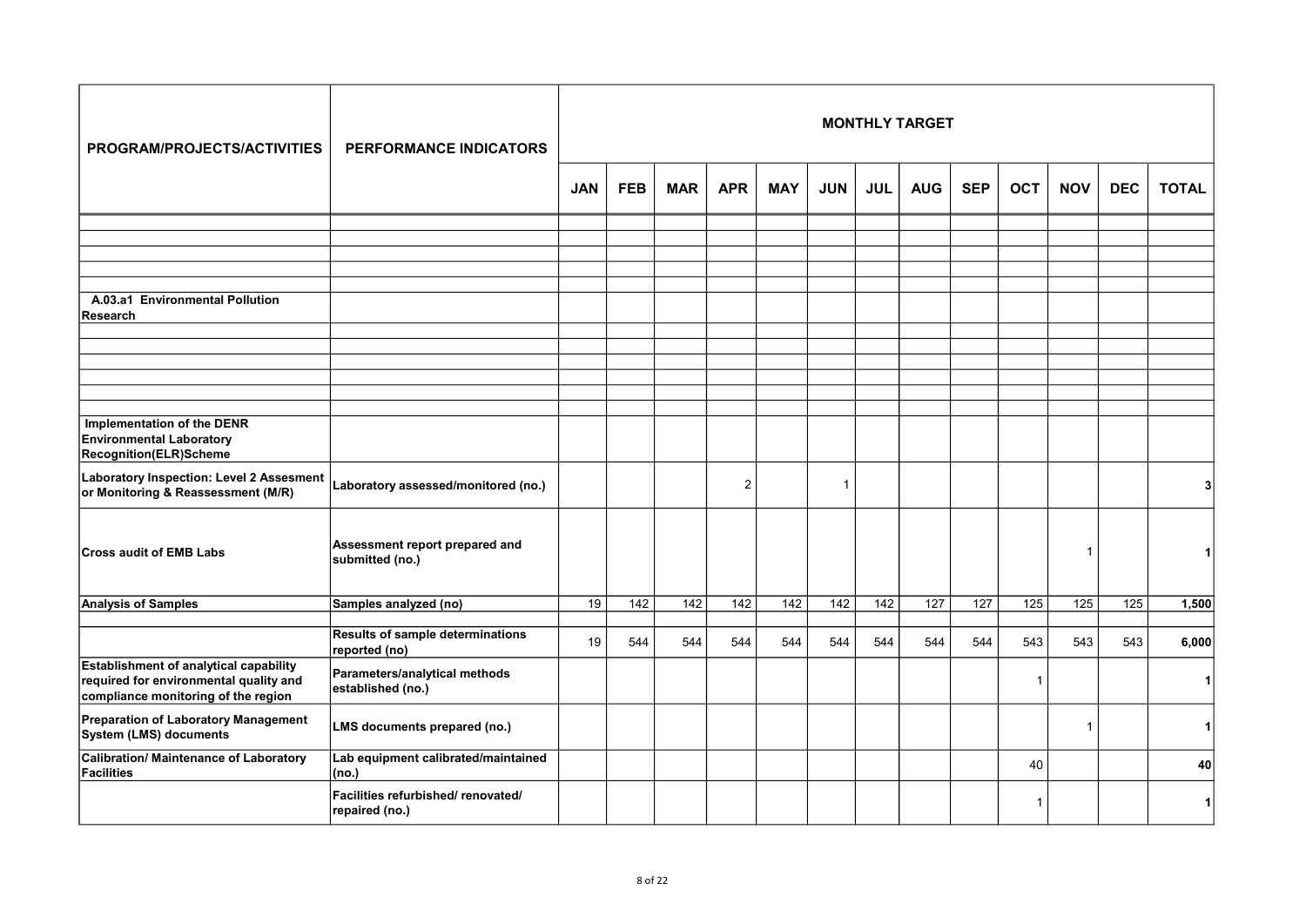| PROGRAM/PROJECTS/ACTIVITIES | PERFORMANCE INDICATORS | MONTHLY TARGET | | | | | | | | | | | | |
|---|---|---|---|---|---|---|---|---|---|---|---|---|---|---|
| | | JAN | FEB | MAR | APR | MAY | JUN | JUL | AUG | SEP | OCT | NOV | DEC | TOTAL |
| | | | | | | | | | | | | | | |
| | | | | | | | | | | | | | | |
| | | | | | | | | | | | | | | |
| | | | | | | | | | | | | | | |
| | | | | | | | | | | | | | | |
| **A.03.a1 Environmental Pollution Research** | | | | | | | | | | | | | | |
| | | | | | | | | | | | | | | |
| | | | | | | | | | | | | | | |
| | | | | | | | | | | | | | | |
| | | | | | | | | | | | | | | |
| | | | | | | | | | | | | | | |
| | | | | | | | | | | | | | | |
| **Implementation of the DENR Environmental Laboratory Recognition(ELR)Scheme** | | | | | | | | | | | | | | |
| **Laboratory Inspection: Level 2 Assesment or Monitoring & Reassessment (M/R)** | **Laboratory assessed/monitored (no.)** | | | | 2 | | 1 | | | | | | | **3** |
| **Cross audit of EMB Labs** | **Assessment report prepared and submitted (no.)** | | | | | | | | | | | 1 | | **1** |
| **Analysis of Samples** | **Samples analyzed (no)** | 19 | 142 | 142 | 142 | 142 | 142 | 142 | 127 | 127 | 125 | 125 | 125 | **1,500** |
| | | | | | | | | | | | | | | |
| | **Results of sample determinations reported (no)** | 19 | 544 | 544 | 544 | 544 | 544 | 544 | 544 | 544 | 543 | 543 | 543 | **6,000** |
| **Establishment of analytical capability required for environmental quality and compliance monitoring of the region** | **Parameters/analytical methods established (no.)** | | | | | | | | | | 1 | | | **1** |
| **Preparation of Laboratory Management System (LMS) documents** | **LMS documents prepared (no.)** | | | | | | | | | | | 1 | | **1** |
| **Calibration/ Maintenance of Laboratory Facilities** | **Lab equipment calibrated/maintained (no.)** | | | | | | | | | | 40 | | | **40** |
| | **Facilities refurbished/ renovated/ repaired (no.)** | | | | | | | | | | 1 | | | **1** |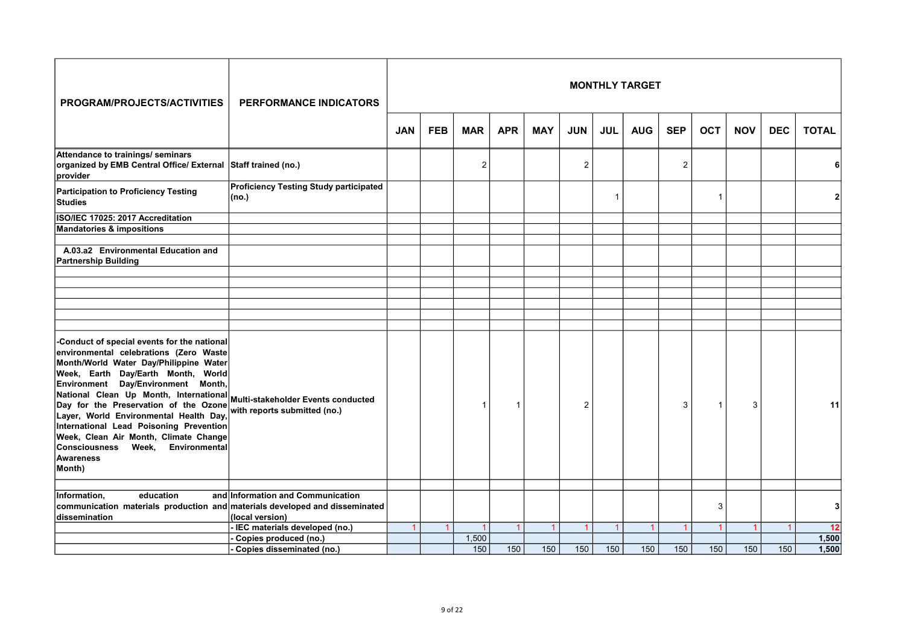| PROGRAM/PROJECTS/ACTIVITIES | PERFORMANCE INDICATORS | MONTHLY TARGET | | | | | | | | | | | | |
|---|---|---|---|---|---|---|---|---|---|---|---|---|---|---|
| | | JAN | FEB | MAR | APR | MAY | JUN | JUL | AUG | SEP | OCT | NOV | DEC | TOTAL |
| Attendance to trainings/ seminars organized by EMB Central Office/ External provider | Staff trained (no.) | | | 2 | | | 2 | | | 2 | | | | 6 |
| Participation to Proficiency Testing Studies | Proficiency Testing Study participated (no.) | | | | | | | 1 | | | 1 | | | 2 |
| ISO/IEC 17025: 2017 Accreditation | | | | | | | | | | | | | | |
| Mandatories & impositions | | | | | | | | | | | | | | |
| | | | | | | | | | | | | | | |
| A.03.a2 Environmental Education and Partnership Building | | | | | | | | | | | | | | |
| | | | | | | | | | | | | | | |
| | | | | | | | | | | | | | | |
| | | | | | | | | | | | | | | |
| | | | | | | | | | | | | | | |
| | | | | | | | | | | | | | | |
| | | | | | | | | | | | | | | |
| -Conduct of special events for the national environmental celebrations (Zero Waste Month/World Water Day/Philippine Water Week, Earth Day/Earth Month, World Environment Day/Environment Month, National Clean Up Month, International Day for the Preservation of the Ozone Layer, World Environmental Health Day, International Lead Poisoning Prevention Week, Clean Air Month, Climate Change Consciousness Week, Environmental Awareness Month) | Multi-stakeholder Events conducted with reports submitted (no.) | | | 1 | 1 | | 2 | | | 3 | 1 | 3 | | 11 |
| | | | | | | | | | | | | | | |
| Information, education and communication materials production and dissemination | Information and Communication materials developed and disseminated (local version) | | | | | | | | | | 3 | | | 3 |
| | - IEC materials developed (no.) | 1 | 1 | 1 | 1 | 1 | 1 | 1 | 1 | 1 | 1 | 1 | 1 | 12 |
| | - Copies produced (no.) | | | 1,500 | | | | | | | | | | 1,500 |
| | - Copies disseminated (no.) | | | 150 | 150 | 150 | 150 | 150 | 150 | 150 | 150 | 150 | 150 | 1,500 |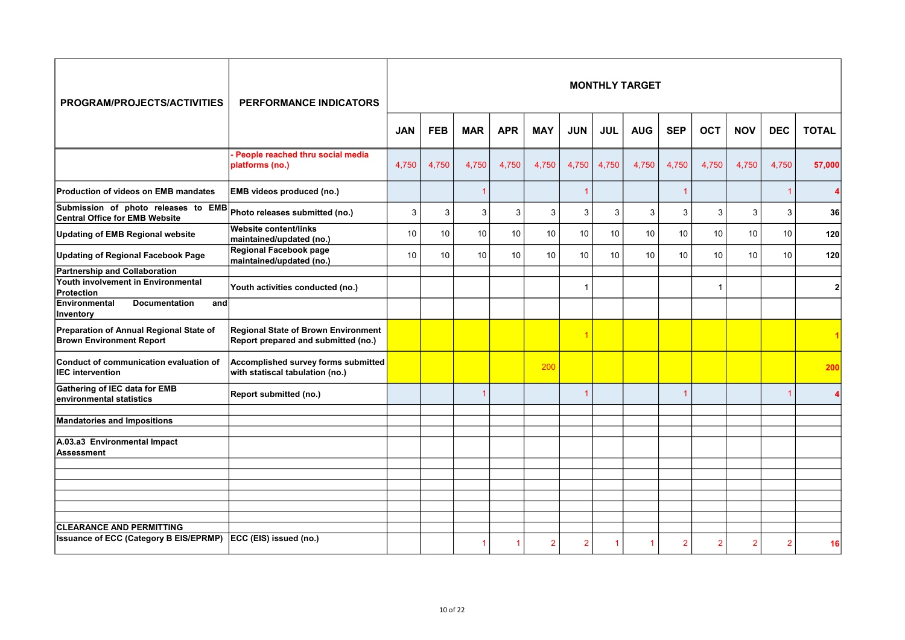| PROGRAM/PROJECTS/ACTIVITIES | PERFORMANCE INDICATORS | MONTHLY TARGET | | | | | | | | | | | | |
|---|---|---|---|---|---|---|---|---|---|---|---|---|---|---|
| | | JAN | FEB | MAR | APR | MAY | JUN | JUL | AUG | SEP | OCT | NOV | DEC | TOTAL |
| | - People reached thru social media platforms (no.) | 4,750 | 4,750 | 4,750 | 4,750 | 4,750 | 4,750 | 4,750 | 4,750 | 4,750 | 4,750 | 4,750 | 4,750 | 57,000 |
| Production of videos on EMB mandates | EMB videos produced (no.) | | | 1 | | | 1 | | | 1 | | | 1 | 4 |
| Submission of photo releases to EMB Central Office for EMB Website | Photo releases submitted (no.) | 3 | 3 | 3 | 3 | 3 | 3 | 3 | 3 | 3 | 3 | 3 | 3 | 36 |
| Updating of EMB Regional website | Website content/links maintained/updated (no.) | 10 | 10 | 10 | 10 | 10 | 10 | 10 | 10 | 10 | 10 | 10 | 10 | 120 |
| Updating of Regional Facebook Page | Regional Facebook page maintained/updated (no.) | 10 | 10 | 10 | 10 | 10 | 10 | 10 | 10 | 10 | 10 | 10 | 10 | 120 |
| Partnership and Collaboration | | | | | | | | | | | | | | |
| Youth involvement in Environmental Protection | Youth activities conducted (no.) | | | | | | 1 | | | | 1 | | | 2 |
| Environmental Documentation and Inventory | | | | | | | | | | | | | | |
| Preparation of Annual Regional State of Brown Environment Report | Regional State of Brown Environment Report prepared and submitted (no.) | | | | | | 1 | | | | | | | 1 |
| Conduct of communication evaluation of IEC intervention | Accomplished survey forms submitted with statiscal tabulation (no.) | | | | | 200 | | | | | | | | 200 |
| Gathering of IEC data for EMB environmental statistics | Report submitted (no.) | | | 1 | | | 1 | | | 1 | | | 1 | 4 |
| | | | | | | | | | | | | | | |
| Mandatories and Impositions | | | | | | | | | | | | | | |
| | | | | | | | | | | | | | | |
| A.03.a3 Environmental Impact Assessment | | | | | | | | | | | | | | |
| | | | | | | | | | | | | | | |
| | | | | | | | | | | | | | | |
| | | | | | | | | | | | | | | |
| | | | | | | | | | | | | | | |
| | | | | | | | | | | | | | | |
| | | | | | | | | | | | | | | |
| CLEARANCE AND PERMITTING | | | | | | | | | | | | | | |
| Issuance of ECC (Category B EIS/EPRMP) | ECC (EIS) issued (no.) | | | 1 | 1 | 2 | 2 | 1 | 1 | 2 | 2 | 2 | 2 | 16 |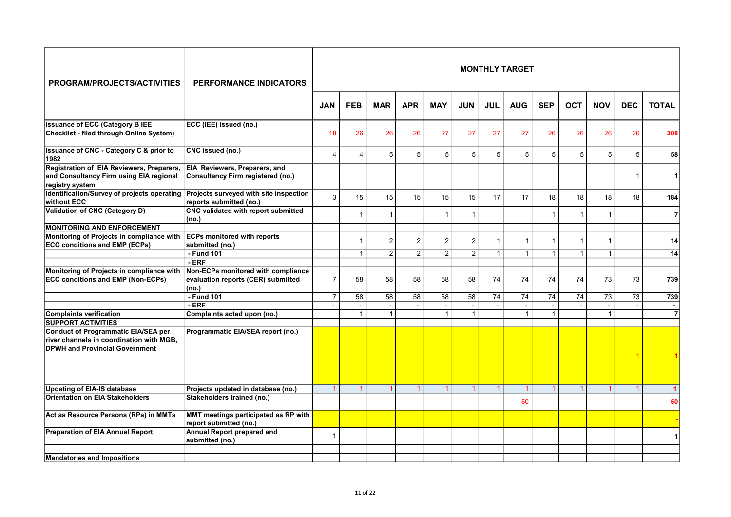| PROGRAM/PROJECTS/ACTIVITIES | PERFORMANCE INDICATORS | MONTHLY TARGET | | | | | | | | | | | | |
|---|---|---|---|---|---|---|---|---|---|---|---|---|---|---|
| | | JAN | FEB | MAR | APR | MAY | JUN | JUL | AUG | SEP | OCT | NOV | DEC | TOTAL |
| **Issuance of ECC (Category B IEE Checklist - filed through Online System)** | **ECC (IEE) issued (no.)** | 18 | 26 | 26 | 26 | 27 | 27 | 27 | 27 | 26 | 26 | 26 | 26 | 308 |
| **Issuance of CNC - Category C & prior to 1982** | **CNC issued (no.)** | 4 | 4 | 5 | 5 | 5 | 5 | 5 | 5 | 5 | 5 | 5 | 5 | 58 |
| **Registration of EIA Reviewers, Preparers, and Consultancy Firm using EIA regional registry system** | **EIA Reviewers, Preparers, and Consultancy Firm registered (no.)** | | | | | | | | | | | | 1 | 1 |
| **Identification/Survey of projects operating without ECC** | **Projects surveyed with site inspection reports submitted (no.)** | 3 | 15 | 15 | 15 | 15 | 15 | 17 | 17 | 18 | 18 | 18 | 18 | 184 |
| **Validation of CNC (Category D)** | **CNC validated with report submitted (no.)** | | 1 | 1 | | 1 | 1 | | | 1 | 1 | 1 | | 7 |
| **MONITORING AND ENFORCEMENT** | | | | | | | | | | | | | | |
| **Monitoring of Projects in compliance with ECC conditions and EMP (ECPs)** | **ECPs monitored with reports submitted (no.)** | | 1 | 2 | 2 | 2 | 2 | 1 | 1 | 1 | 1 | 1 | | 14 |
| | **- Fund 101** | | 1 | 2 | 2 | 2 | 2 | 1 | 1 | 1 | 1 | 1 | | 14 |
| | **- ERF** | | | | | | | | | | | | | |
| **Monitoring of Projects in compliance with ECC conditions and EMP (Non-ECPs)** | **Non-ECPs monitored with compliance evaluation reports (CER) submitted (no.)** | 7 | 58 | 58 | 58 | 58 | 58 | 74 | 74 | 74 | 74 | 73 | 73 | 739 |
| | **- Fund 101** | 7 | 58 | 58 | 58 | 58 | 58 | 74 | 74 | 74 | 74 | 73 | 73 | 739 |
| | **- ERF** | - | - | - | - | - | - | - | - | - | - | - | - | - |
| **Complaints verification** | **Complaints acted upon (no.)** | | 1 | 1 | | 1 | 1 | | 1 | 1 | | 1 | | 7 |
| **SUPPORT ACTIVITIES** | | | | | | | | | | | | | | |
| **Conduct of Programmatic EIA/SEA per river channels in coordination with MGB, DPWH and Provincial Government** | **Programmatic EIA/SEA report (no.)** | | | | | | | | | | | | 1 | 1 |
| **Updating of EIA-IS database** | **Projects updated in database (no.)** | 1 | 1 | 1 | 1 | 1 | 1 | 1 | 1 | 1 | 1 | 1 | 1 | 1 |
| **Orientation on EIA Stakeholders** | **Stakeholders trained (no.)** | | | | | | | | 50 | | | | | 50 |
| **Act as Resource Persons (RPs) in MMTs** | **MMT meetings participated as RP with report submitted (no.)** | | | | | | | | | | | | | - |
| **Preparation of EIA Annual Report** | **Annual Report prepared and submitted (no.)** | 1 | | | | | | | | | | | | 1 |
| | | | | | | | | | | | | | | |
| **Mandatories and Impositions** | | | | | | | | | | | | | | |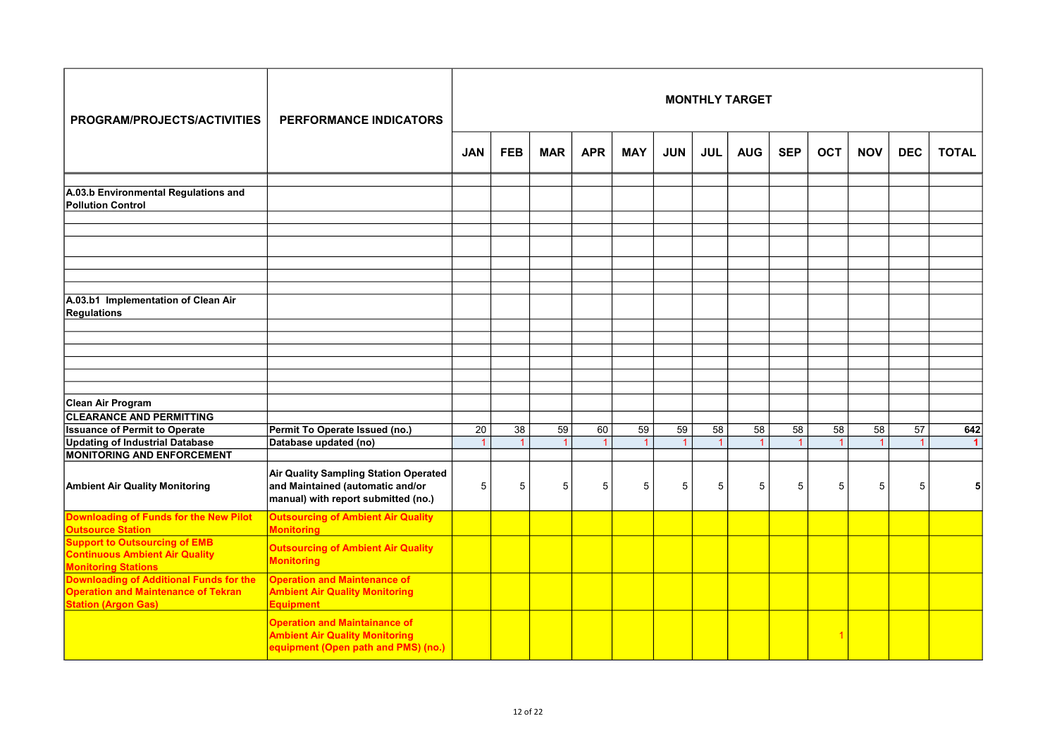| PROGRAM/PROJECTS/ACTIVITIES | PERFORMANCE INDICATORS | MONTHLY TARGET | | | | | | | | | | | | |
|---|---|---|---|---|---|---|---|---|---|---|---|---|---|---|
| | | JAN | FEB | MAR | APR | MAY | JUN | JUL | AUG | SEP | OCT | NOV | DEC | TOTAL |
| **A.03.b Environmental Regulations and Pollution Control** | | | | | | | | | | | | | | |
| **A.03.b1 Implementation of Clean Air Regulations** | | | | | | | | | | | | | | |
| **Clean Air Program** | | | | | | | | | | | | | | |
| **CLEARANCE AND PERMITTING** | | | | | | | | | | | | | | |
| **Issuance of Permit to Operate** | **Permit To Operate Issued (no.)** | 20 | 38 | 59 | 60 | 59 | 59 | 58 | 58 | 58 | 58 | 58 | 57 | **642** |
| **Updating of Industrial Database** | **Database updated (no)** | 1 | 1 | 1 | 1 | 1 | 1 | 1 | 1 | 1 | 1 | 1 | 1 | **1** |
| **MONITORING AND ENFORCEMENT** | | | | | | | | | | | | | | |
| **Ambient Air Quality Monitoring** | **Air Quality Sampling Station Operated and Maintained (automatic and/or manual) with report submitted (no.)** | 5 | 5 | 5 | 5 | 5 | 5 | 5 | 5 | 5 | 5 | 5 | 5 | **5** |
| **Downloading of Funds for the New Pilot Outsource Station** | **Outsourcing of Ambient Air Quality Monitoring** | | | | | | | | | | | | | |
| **Support to Outsourcing of EMB Continuous Ambient Air Quality Monitoring Stations** | **Outsourcing of Ambient Air Quality Monitoring** | | | | | | | | | | | | | |
| **Downloading of Additional Funds for the Operation and Maintenance of Tekran Station (Argon Gas)** | **Operation and Maintenance of Ambient Air Quality Monitoring Equipment** | | | | | | | | | | | | | |
| | **Operation and Maintainance of Ambient Air Quality Monitoring equipment (Open path and PMS) (no.)** | | | | | | | | | | 1 | | | |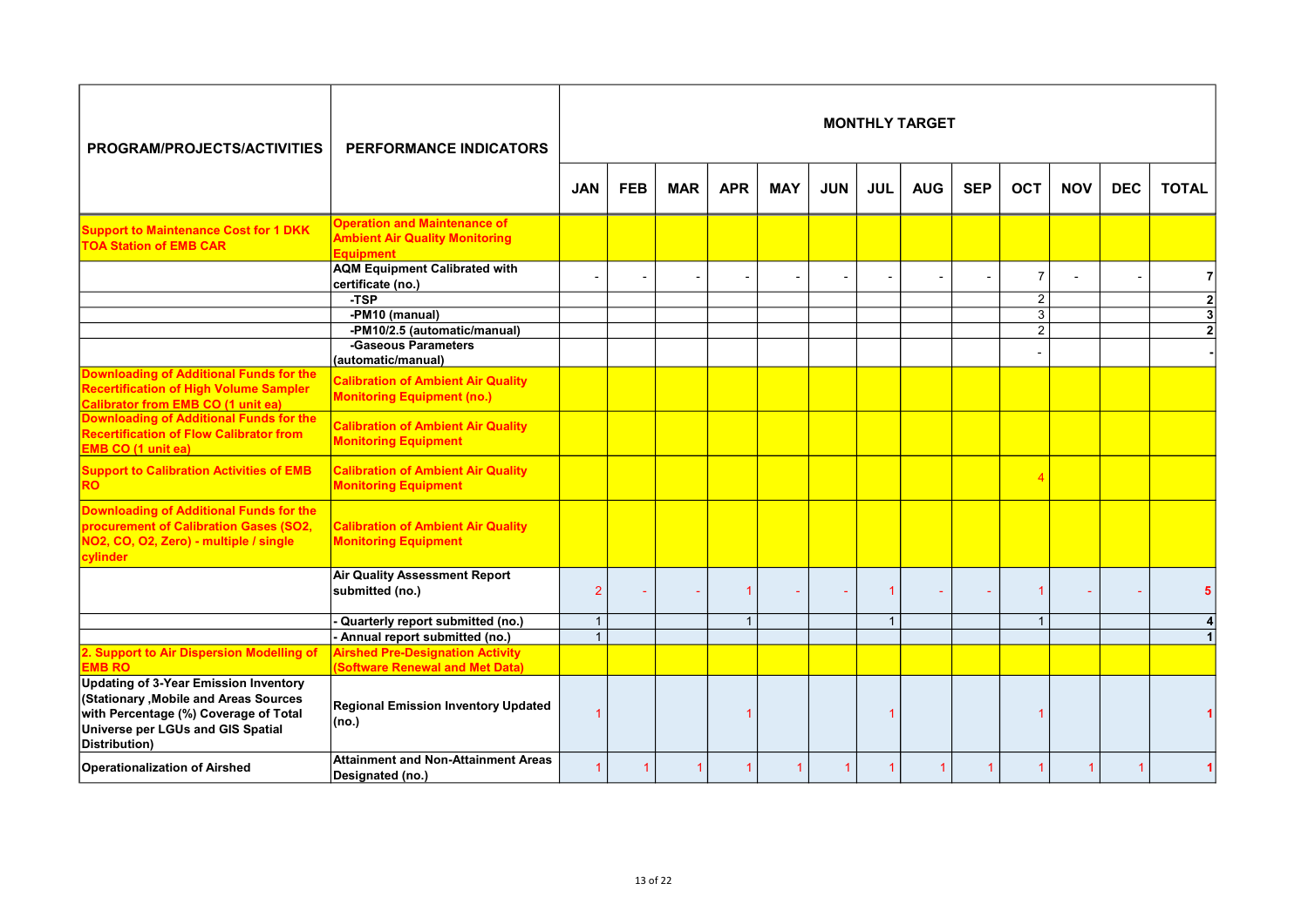| PROGRAM/PROJECTS/ACTIVITIES | PERFORMANCE INDICATORS | MONTHLY TARGET | | | | | | | | | | | | |
|---|---|---|---|---|---|---|---|---|---|---|---|---|---|---|
| | | JAN | FEB | MAR | APR | MAY | JUN | JUL | AUG | SEP | OCT | NOV | DEC | TOTAL |
| **Support to Maintenance Cost for 1 DKK TOA Station of EMB CAR** | **Operation and Maintenance of Ambient Air Quality Monitoring Equipment** | | | | | | | | | | | | | |
| | **AQM Equipment Calibrated with certificate (no.)** | - | - | - | - | - | - | - | - | - | 7 | - | - | **7** |
| | **-TSP** | | | | | | | | | | 2 | | | **2** |
| | **-PM10 (manual)** | | | | | | | | | | 3 | | | **3** |
| | **-PM10/2.5 (automatic/manual)** | | | | | | | | | | 2 | | | **2** |
| | **-Gaseous Parameters (automatic/manual)** | | | | | | | | | | - | | | **-** |
| **Downloading of Additional Funds for the Recertification of High Volume Sampler Calibrator from EMB CO (1 unit ea)** | **Calibration of Ambient Air Quality Monitoring Equipment (no.)** | | | | | | | | | | | | | |
| **Downloading of Additional Funds for the Recertification of Flow Calibrator from EMB CO (1 unit ea)** | **Calibration of Ambient Air Quality Monitoring Equipment** | | | | | | | | | | | | | |
| **Support to Calibration Activities of EMB RO** | **Calibration of Ambient Air Quality Monitoring Equipment** | | | | | | | | | | 4 | | | |
| **Downloading of Additional Funds for the procurement of Calibration Gases ($SO_2$, $NO_2$, CO, $O_2$, Zero) - multiple / single cylinder** | **Calibration of Ambient Air Quality Monitoring Equipment** | | | | | | | | | | | | | |
| | **Air Quality Assessment Report submitted (no.)** | 2 | - | - | 1 | - | - | 1 | - | - | 1 | - | - | **5** |
| | **- Quarterly report submitted (no.)** | 1 | | | 1 | | | 1 | | | 1 | | | **4** |
| | **- Annual report submitted (no.)** | 1 | | | | | | | | | | | | **1** |
| **2. Support to Air Dispersion Modelling of EMB RO** | **Airshed Pre-Designation Activity (Software Renewal and Met Data)** | | | | | | | | | | | | | |
| **Updating of 3-Year Emission Inventory (Stationary ,Mobile and Areas Sources with Percentage (%) Coverage of Total Universe per LGUs and GIS Spatial Distribution)** | **Regional Emission Inventory Updated (no.)** | 1 | | | 1 | | | 1 | | | 1 | | | **1** |
| **Operationalization of Airshed** | **Attainment and Non-Attainment Areas Designated (no.)** | 1 | 1 | 1 | 1 | 1 | 1 | 1 | 1 | 1 | 1 | 1 | 1 | **1** |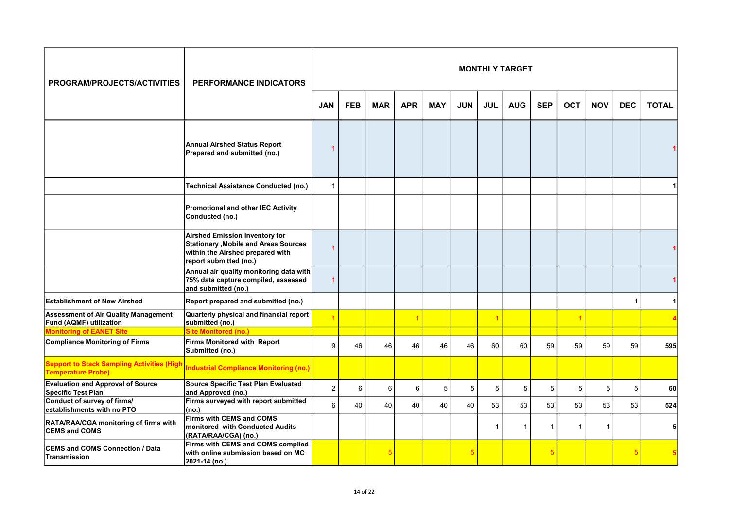| PROGRAM/PROJECTS/ACTIVITIES | PERFORMANCE INDICATORS | MONTHLY TARGET | | | | | | | | | | | | |
|---|---|---|---|---|---|---|---|---|---|---|---|---|---|---|
| | | JAN | FEB | MAR | APR | MAY | JUN | JUL | AUG | SEP | OCT | NOV | DEC | TOTAL |
| | Annual Airshed Status Report Prepared and submitted (no.) | 1 | | | | | | | | | | | | 1 |
| | Technical Assistance Conducted (no.) | 1 | | | | | | | | | | | | 1 |
| | Promotional and other IEC Activity Conducted (no.) | | | | | | | | | | | | | |
| | Airshed Emission Inventory for Stationary ,Mobile and Areas Sources within the Airshed prepared with report submitted (no.) | 1 | | | | | | | | | | | | 1 |
| | Annual air quality monitoring data with 75% data capture compiled, assessed and submitted (no.) | 1 | | | | | | | | | | | | 1 |
| Establishment of New Airshed | Report prepared and submitted (no.) | | | | | | | | | | | | 1 | 1 |
| Assessment of Air Quality Management Fund (AQMF) utilization | Quarterly physical and financial report submitted (no.) | 1 | | | 1 | | | 1 | | | 1 | | | 4 |
| Monitoring of EANET Site | Site Monitored (no.) | | | | | | | | | | | | | |
| Compliance Monitoring of Firms | Firms Monitored with Report Submitted (no.) | 9 | 46 | 46 | 46 | 46 | 46 | 60 | 60 | 59 | 59 | 59 | 59 | 595 |
| Support to Stack Sampling Activities (High Temperature Probe) | Industrial Compliance Monitoring (no.) | | | | | | | | | | | | | |
| Evaluation and Approval of Source Specific Test Plan | Source Specific Test Plan Evaluated and Approved (no.) | 2 | 6 | 6 | 6 | 5 | 5 | 5 | 5 | 5 | 5 | 5 | 5 | 60 |
| Conduct of survey of firms/ establishments with no PTO | Firms surveyed with report submitted (no.) | 6 | 40 | 40 | 40 | 40 | 40 | 53 | 53 | 53 | 53 | 53 | 53 | 524 |
| RATA/RAA/CGA monitoring of firms with CEMS and COMS | Firms with CEMS and COMS monitored with Conducted Audits (RATA/RAA/CGA) (no.) | | | | | | | 1 | 1 | 1 | 1 | 1 | | 5 |
| CEMS and COMS Connection / Data Transmission | Firms with CEMS and COMS complied with online submission based on MC 2021-14 (no.) | | | 5 | | | 5 | | | 5 | | | 5 | 5 |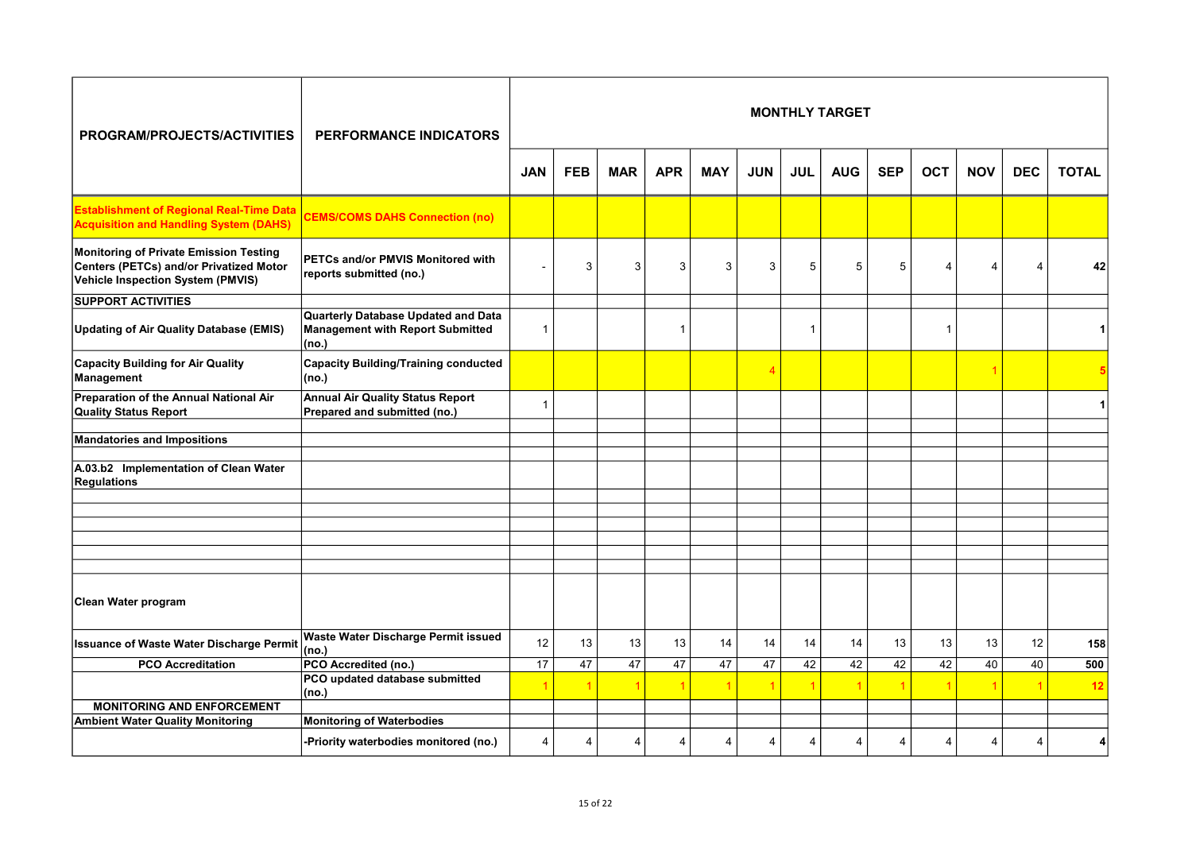| PROGRAM/PROJECTS/ACTIVITIES | PERFORMANCE INDICATORS | MONTHLY TARGET | | | | | | | | | | | | |
|---|---|---|---|---|---|---|---|---|---|---|---|---|---|---|
| | | JAN | FEB | MAR | APR | MAY | JUN | JUL | AUG | SEP | OCT | NOV | DEC | TOTAL |
| **Establishment of Regional Real-Time Data Acquisition and Handling System (DAHS)** | **CEMS/COMS DAHS Connection (no)** | | | | | | | | | | | | | |
| **Monitoring of Private Emission Testing Centers (PETCs) and/or Privatized Motor Vehicle Inspection System (PMVIS)** | **PETCs and/or PMVIS Monitored with reports submitted (no.)** | - | 3 | 3 | 3 | 3 | 3 | 5 | 5 | 5 | 4 | 4 | 4 | **42** |
| **SUPPORT ACTIVITIES** | | | | | | | | | | | | | | |
| **Updating of Air Quality Database (EMIS)** | **Quarterly Database Updated and Data Management with Report Submitted (no.)** | 1 | | | 1 | | | 1 | | | 1 | | | **1** |
| **Capacity Building for Air Quality Management** | **Capacity Building/Training conducted (no.)** | | | | | | 4 | | | | | 1 | | **5** |
| **Preparation of the Annual National Air Quality Status Report** | **Annual Air Quality Status Report Prepared and submitted (no.)** | 1 | | | | | | | | | | | | **1** |
| | | | | | | | | | | | | | | |
| **Mandatories and Impositions** | | | | | | | | | | | | | | |
| | | | | | | | | | | | | | | |
| **A.03.b2 Implementation of Clean Water Regulations** | | | | | | | | | | | | | | |
| | | | | | | | | | | | | | | |
| | | | | | | | | | | | | | | |
| | | | | | | | | | | | | | | |
| | | | | | | | | | | | | | | |
| | | | | | | | | | | | | | | |
| | | | | | | | | | | | | | | |
| **Clean Water program** | | | | | | | | | | | | | | |
| **Issuance of Waste Water Discharge Permit** | **Waste Water Discharge Permit issued (no.)** | 12 | 13 | 13 | 13 | 14 | 14 | 14 | 14 | 13 | 13 | 13 | 12 | **158** |
| **PCO Accreditation** | **PCO Accredited (no.)** | 17 | 47 | 47 | 47 | 47 | 47 | 42 | 42 | 42 | 42 | 40 | 40 | **500** |
| | **PCO updated database submitted (no.)** | 1 | 1 | 1 | 1 | 1 | 1 | 1 | 1 | 1 | 1 | 1 | 1 | **12** |
| **MONITORING AND ENFORCEMENT** | | | | | | | | | | | | | | |
| **Ambient Water Quality Monitoring** | **Monitoring of Waterbodies** | | | | | | | | | | | | | |
| | **-Priority waterbodies monitored (no.)** | 4 | 4 | 4 | 4 | 4 | 4 | 4 | 4 | 4 | 4 | 4 | 4 | **4** |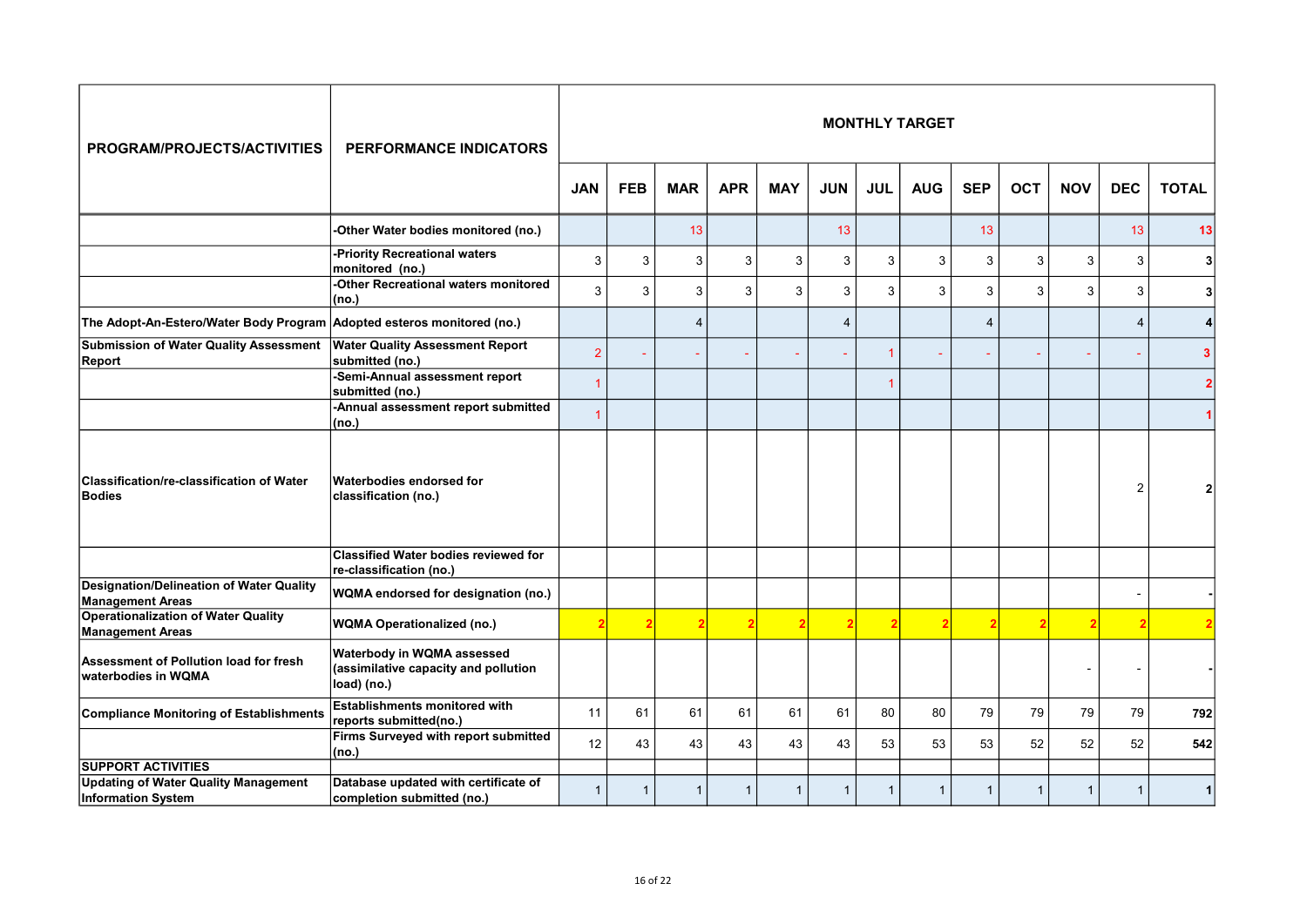| PROGRAM/PROJECTS/ACTIVITIES | PERFORMANCE INDICATORS | MONTHLY TARGET | | | | | | | | | | | | |
|---|---|---|---|---|---|---|---|---|---|---|---|---|---|---|
| | | JAN | FEB | MAR | APR | MAY | JUN | JUL | AUG | SEP | OCT | NOV | DEC | TOTAL |
| | -Other Water bodies monitored (no.) | | | 13 | | | 13 | | | 13 | | | 13 | 13 |
| | -Priority Recreational waters monitored (no.) | 3 | 3 | 3 | 3 | 3 | 3 | 3 | 3 | 3 | 3 | 3 | 3 | 3 |
| | -Other Recreational waters monitored (no.) | 3 | 3 | 3 | 3 | 3 | 3 | 3 | 3 | 3 | 3 | 3 | 3 | 3 |
| The Adopt-An-Estero/Water Body Program | Adopted esteros monitored (no.) | | | 4 | | | 4 | | | 4 | | | 4 | 4 |
| Submission of Water Quality Assessment Report | Water Quality Assessment Report submitted (no.) | 2 | - | - | - | - | - | 1 | - | - | - | - | - | 3 |
| | -Semi-Annual assessment report submitted (no.) | 1 | | | | | | 1 | | | | | | 2 |
| | -Annual assessment report submitted (no.) | 1 | | | | | | | | | | | | 1 |
| Classification/re-classification of Water Bodies | Waterbodies endorsed for classification (no.) | | | | | | | | | | | | 2 | 2 |
| | Classified Water bodies reviewed for re-classification (no.) | | | | | | | | | | | | | |
| Designation/Delineation of Water Quality Management Areas | WQMA endorsed for designation (no.) | | | | | | | | | | | | - | - |
| Operationalization of Water Quality Management Areas | WQMA Operationalized (no.) | 2 | 2 | 2 | 2 | 2 | 2 | 2 | 2 | 2 | 2 | 2 | 2 | 2 |
| Assessment of Pollution load for fresh waterbodies in WQMA | Waterbody in WQMA assessed (assimilative capacity and pollution load) (no.) | | | | | | | | | | | - | - | - |
| Compliance Monitoring of Establishments | Establishments monitored with reports submitted(no.) | 11 | 61 | 61 | 61 | 61 | 61 | 80 | 80 | 79 | 79 | 79 | 79 | 792 |
| | Firms Surveyed with report submitted (no.) | 12 | 43 | 43 | 43 | 43 | 43 | 53 | 53 | 53 | 52 | 52 | 52 | 542 |
| SUPPORT ACTIVITIES | | | | | | | | | | | | | | |
| Updating of Water Quality Management Information System | Database updated with certificate of completion submitted (no.) | 1 | 1 | 1 | 1 | 1 | 1 | 1 | 1 | 1 | 1 | 1 | 1 | 1 |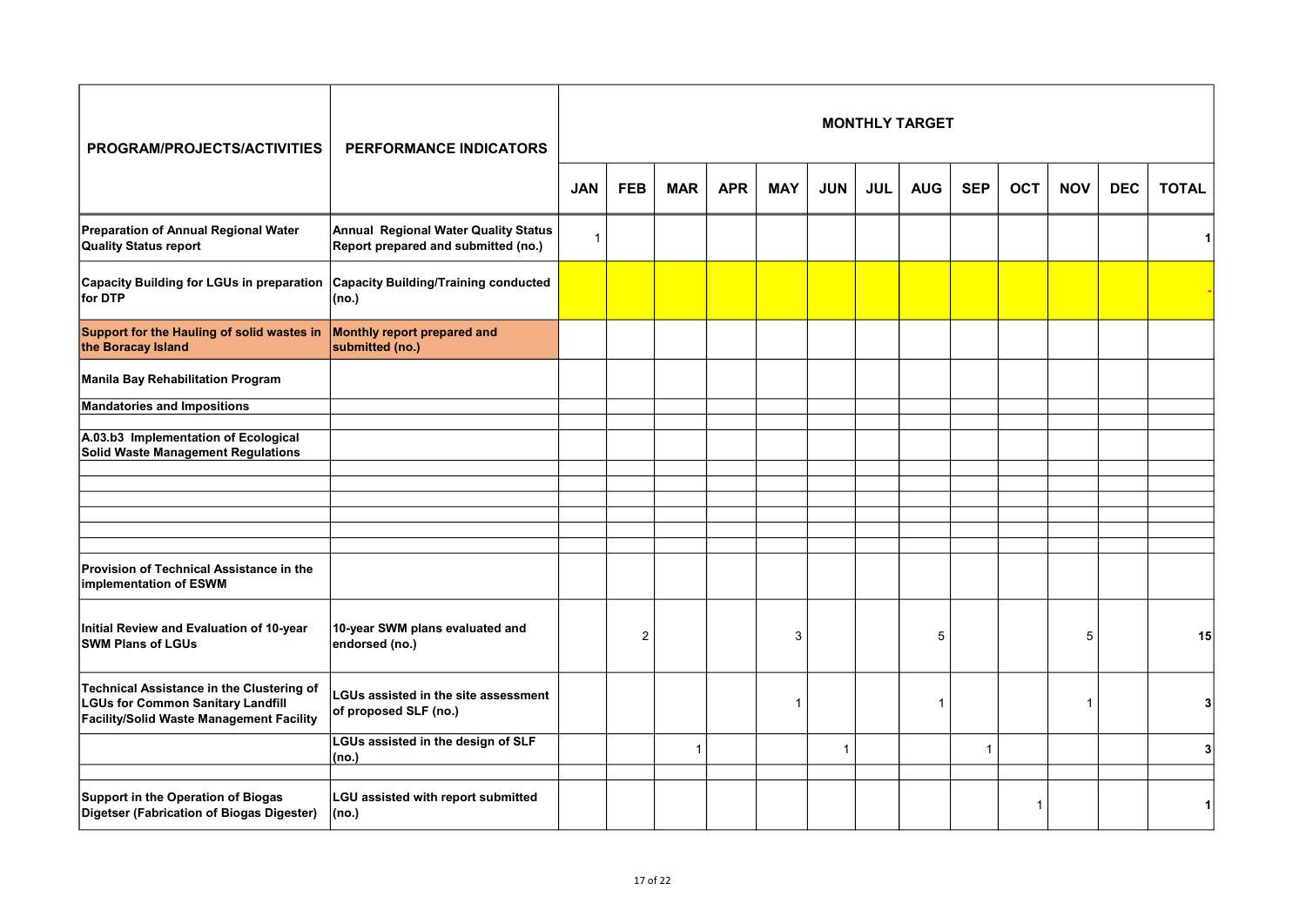| PROGRAM/PROJECTS/ACTIVITIES | PERFORMANCE INDICATORS | MONTHLY TARGET | | | | | | | | | | | | |
|---|---|---|---|---|---|---|---|---|---|---|---|---|---|---|
| | | JAN | FEB | MAR | APR | MAY | JUN | JUL | AUG | SEP | OCT | NOV | DEC | TOTAL |
| **Preparation of Annual Regional Water Quality Status report** | **Annual Regional Water Quality Status Report prepared and submitted (no.)** | 1 | | | | | | | | | | | | 1 |
| **Capacity Building for LGUs in preparation for DTP** | **Capacity Building/Training conducted (no.)** | | | | | | | | | | | | | - |
| **Support for the Hauling of solid wastes in the Boracay Island** | **Monthly report prepared and submitted (no.)** | | | | | | | | | | | | | |
| **Manila Bay Rehabilitation Program** | | | | | | | | | | | | | | |
| **Mandatories and Impositions** | | | | | | | | | | | | | | |
| | | | | | | | | | | | | | | |
| **A.03.b3 Implementation of Ecological Solid Waste Management Regulations** | | | | | | | | | | | | | | |
| | | | | | | | | | | | | | | |
| | | | | | | | | | | | | | | |
| | | | | | | | | | | | | | | |
| | | | | | | | | | | | | | | |
| | | | | | | | | | | | | | | |
| | | | | | | | | | | | | | | |
| **Provision of Technical Assistance in the implementation of ESWM** | | | | | | | | | | | | | | |
| **Initial Review and Evaluation of 10-year SWM Plans of LGUs** | **10-year SWM plans evaluated and endorsed (no.)** | | 2 | | | 3 | | | 5 | | | 5 | | 15 |
| **Technical Assistance in the Clustering of LGUs for Common Sanitary Landfill Facility/Solid Waste Management Facility** | **LGUs assisted in the site assessment of proposed SLF (no.)** | | | | | 1 | | | 1 | | | 1 | | 3 |
| | **LGUs assisted in the design of SLF (no.)** | | | 1 | | | 1 | | | 1 | | | | 3 |
| | | | | | | | | | | | | | | |
| **Support in the Operation of Biogas Digetser (Fabrication of Biogas Digester)** | **LGU assisted with report submitted (no.)** | | | | | | | | | | 1 | | | 1 |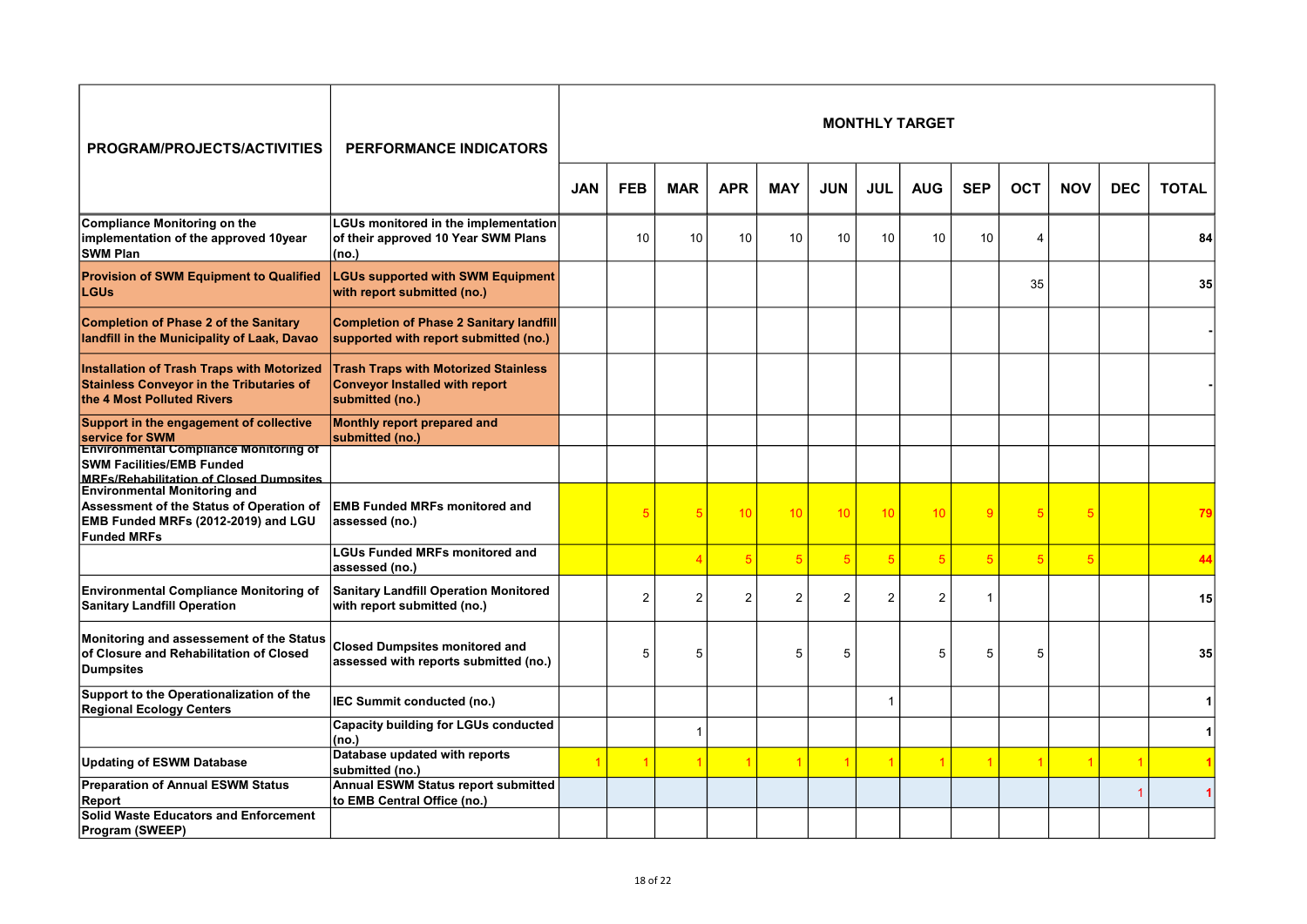| PROGRAM/PROJECTS/ACTIVITIES | PERFORMANCE INDICATORS | MONTHLY TARGET | | | | | | | | | | | | |
|---|---|---|---|---|---|---|---|---|---|---|---|---|---|---|
| | | JAN | FEB | MAR | APR | MAY | JUN | JUL | AUG | SEP | OCT | NOV | DEC | TOTAL |
| **Compliance Monitoring on the implementation of the approved 10year SWM Plan** | **LGUs monitored in the implementation of their approved 10 Year SWM Plans (no.)** | | 10 | 10 | 10 | 10 | 10 | 10 | 10 | 10 | 4 | | | **84** |
| **Provision of SWM Equipment to Qualified LGUs** | **LGUs supported with SWM Equipment with report submitted (no.)** | | | | | | | | | | 35 | | | **35** |
| **Completion of Phase 2 of the Sanitary landfill in the Municipality of Laak, Davao** | **Completion of Phase 2 Sanitary landfill supported with report submitted (no.)** | | | | | | | | | | | | | **-** |
| **Installation of Trash Traps with Motorized Stainless Conveyor in the Tributaries of the 4 Most Polluted Rivers** | **Trash Traps with Motorized Stainless Conveyor Installed with report submitted (no.)** | | | | | | | | | | | | | **-** |
| **Support in the engagement of collective service for SWM** | **Monthly report prepared and submitted (no.)** | | | | | | | | | | | | | |
| **Environmental Compliance Monitoring of SWM Facilities/EMB Funded MRFs/Rehabilitation of Closed Dumpsites** | | | | | | | | | | | | | | |
| **Environmental Monitoring and Assessment of the Status of Operation of EMB Funded MRFs (2012-2019) and LGU Funded MRFs** | **EMB Funded MRFs monitored and assessed (no.)** | | 5 | 5 | 10 | 10 | 10 | 10 | 10 | 9 | 5 | 5 | | **79** |
| | **LGUs Funded MRFs monitored and assessed (no.)** | | | 4 | 5 | 5 | 5 | 5 | 5 | 5 | 5 | 5 | | **44** |
| **Environmental Compliance Monitoring of Sanitary Landfill Operation** | **Sanitary Landfill Operation Monitored with report submitted (no.)** | | 2 | 2 | 2 | 2 | 2 | 2 | 2 | 1 | | | | **15** |
| **Monitoring and assesement of the Status of Closure and Rehabilitation of Closed Dumpsites** | **Closed Dumpsites monitored and assessed with reports submitted (no.)** | | 5 | 5 | | 5 | 5 | | 5 | 5 | 5 | | | **35** |
| **Support to the Operationalization of the Regional Ecology Centers** | **IEC Summit conducted (no.)** | | | | | | | 1 | | | | | | **1** |
| | **Capacity building for LGUs conducted (no.)** | | | 1 | | | | | | | | | | **1** |
| **Updating of ESWM Database** | **Database updated with reports submitted (no.)** | 1 | 1 | 1 | 1 | 1 | 1 | 1 | 1 | 1 | 1 | 1 | 1 | **1** |
| **Preparation of Annual ESWM Status Report** | **Annual ESWM Status report submitted to EMB Central Office (no.)** | | | | | | | | | | | | 1 | **1** |
| **Solid Waste Educators and Enforcement Program (SWEEP)** | | | | | | | | | | | | | | |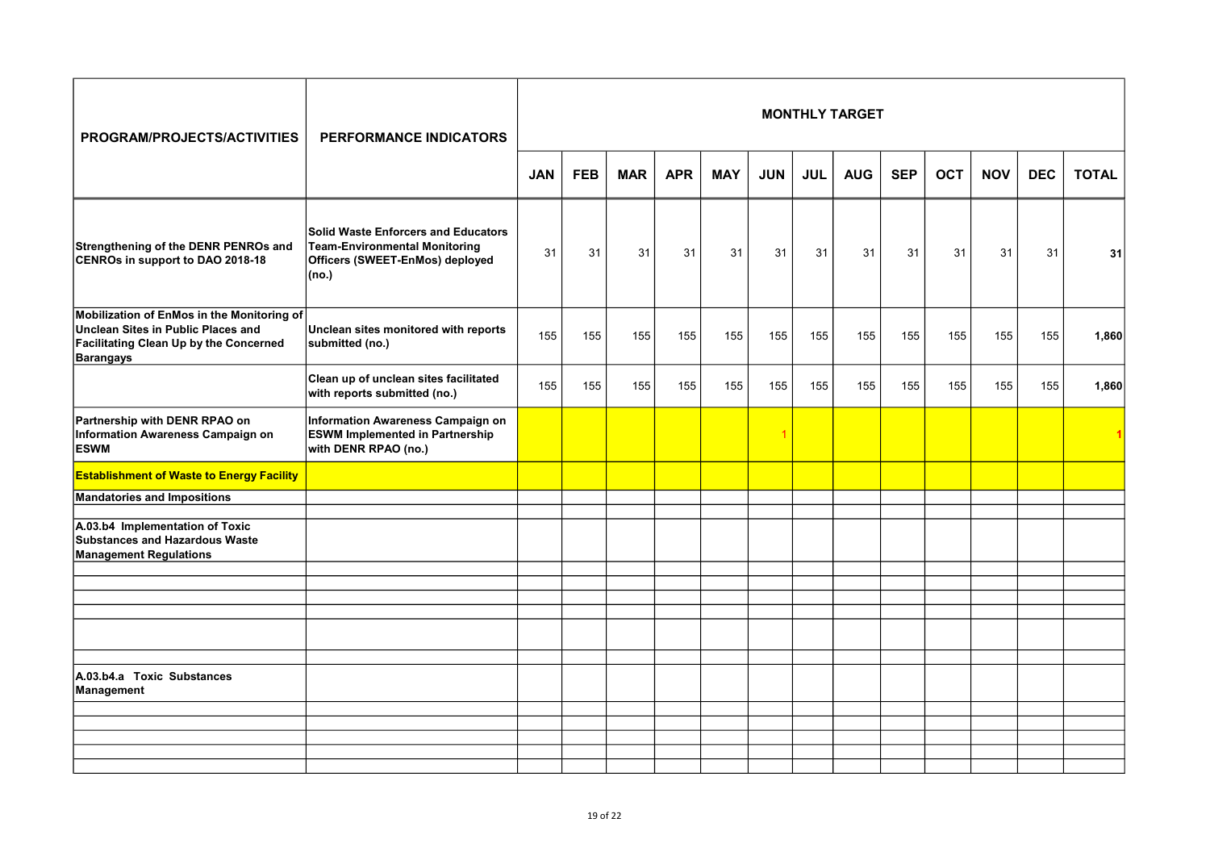| PROGRAM/PROJECTS/ACTIVITIES | PERFORMANCE INDICATORS | MONTHLY TARGET | | | | | | | | | | | | |
|---|---|---|---|---|---|---|---|---|---|---|---|---|---|---|
| | | JAN | FEB | MAR | APR | MAY | JUN | JUL | AUG | SEP | OCT | NOV | DEC | TOTAL |
| Strengthening of the DENR PENROs and CENROs in support to DAO 2018-18 | Solid Waste Enforcers and Educators Team-Environmental Monitoring Officers (SWEET-EnMos) deployed (no.) | 31 | 31 | 31 | 31 | 31 | 31 | 31 | 31 | 31 | 31 | 31 | 31 | 31 |
| Mobilization of EnMos in the Monitoring of Unclean Sites in Public Places and Facilitating Clean Up by the Concerned Barangays | Unclean sites monitored with reports submitted (no.) | 155 | 155 | 155 | 155 | 155 | 155 | 155 | 155 | 155 | 155 | 155 | 155 | 1,860 |
| | Clean up of unclean sites facilitated with reports submitted (no.) | 155 | 155 | 155 | 155 | 155 | 155 | 155 | 155 | 155 | 155 | 155 | 155 | 1,860 |
| Partnership with DENR RPAO on Information Awareness Campaign on ESWM | Information Awareness Campaign on ESWM Implemented in Partnership with DENR RPAO (no.) | | | | | | 1 | | | | | | | 1 |
| Establishment of Waste to Energy Facility | | | | | | | | | | | | | | |
| Mandatories and Impositions | | | | | | | | | | | | | | |
| A.03.b4 Implementation of Toxic Substances and Hazardous Waste Management Regulations | | | | | | | | | | | | | | |
| A.03.b4.a Toxic Substances Management | | | | | | | | | | | | | | |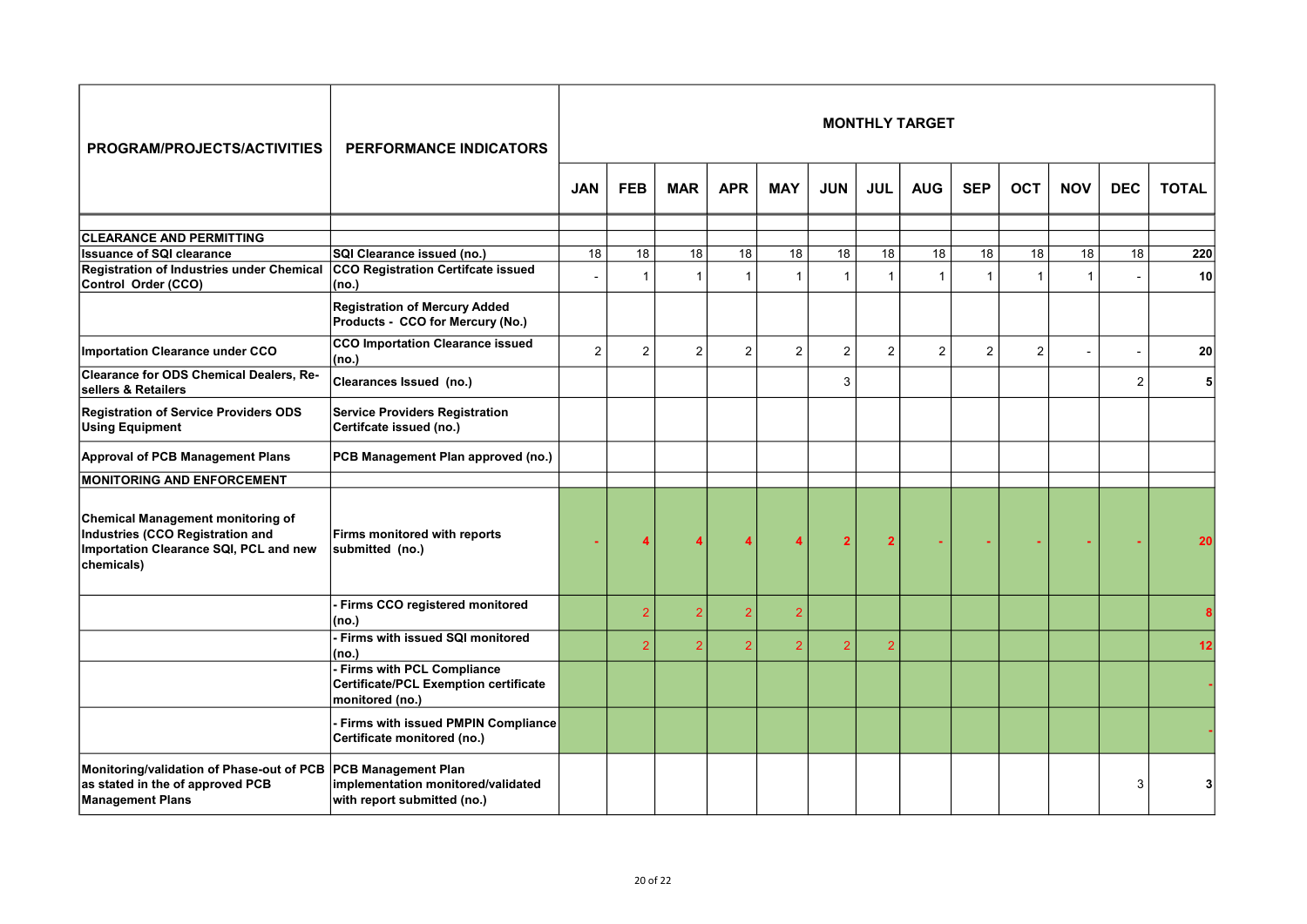| PROGRAM/PROJECTS/ACTIVITIES | PERFORMANCE INDICATORS | MONTHLY TARGET | | | | | | | | | | | | |
|---|---|---|---|---|---|---|---|---|---|---|---|---|---|---|
| | | JAN | FEB | MAR | APR | MAY | JUN | JUL | AUG | SEP | OCT | NOV | DEC | TOTAL |
| **CLEARANCE AND PERMITTING** | | | | | | | | | | | | | | |
| **Issuance of SQI clearance** | **SQI Clearance issued (no.)** | 18 | 18 | 18 | 18 | 18 | 18 | 18 | 18 | 18 | 18 | 18 | 18 | **220** |
| **Registration of Industries under Chemical Control Order (CCO)** | **CCO Registration Certifcate issued (no.)** | - | 1 | 1 | 1 | 1 | 1 | 1 | 1 | 1 | 1 | 1 | - | **10** |
| | **Registration of Mercury Added Products - CCO for Mercury (No.)** | | | | | | | | | | | | | |
| **Importation Clearance under CCO** | **CCO Importation Clearance issued (no.)** | 2 | 2 | 2 | 2 | 2 | 2 | 2 | 2 | 2 | 2 | - | - | **20** |
| **Clearance for ODS Chemical Dealers, Re-sellers & Retailers** | **Clearances Issued (no.)** | | | | | | 3 | | | | | | 2 | **5** |
| **Registration of Service Providers ODS Using Equipment** | **Service Providers Registration Certifcate issued (no.)** | | | | | | | | | | | | | |
| **Approval of PCB Management Plans** | **PCB Management Plan approved (no.)** | | | | | | | | | | | | | |
| **MONITORING AND ENFORCEMENT** | | | | | | | | | | | | | | |
| **Chemical Management monitoring of Industries (CCO Registration and Importation Clearance SQI, PCL and new chemicals)** | **Firms monitored with reports submitted (no.)** | - | **4** | **4** | **4** | **4** | **2** | **2** | - | - | - | - | - | **20** |
| | **- Firms CCO registered monitored (no.)** | | 2 | 2 | 2 | 2 | | | | | | | | **8** |
| | **- Firms with issued SQI monitored (no.)** | | 2 | 2 | 2 | 2 | 2 | 2 | | | | | | **12** |
| | **- Firms with PCL Compliance Certificate/PCL Exemption certificate monitored (no.)** | | | | | | | | | | | | | **-** |
| | **- Firms with issued PMPIN Compliance Certificate monitored (no.)** | | | | | | | | | | | | | **-** |
| **Monitoring/validation of Phase-out of PCB as stated in the of approved PCB Management Plans** | **PCB Management Plan implementation monitored/validated with report submitted (no.)** | | | | | | | | | | | | 3 | **3** |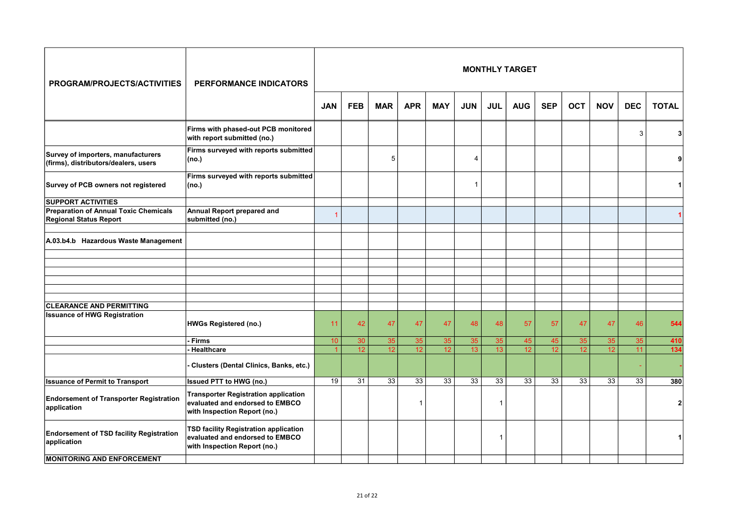| PROGRAM/PROJECTS/ACTIVITIES | PERFORMANCE INDICATORS | MONTHLY TARGET | | | | | | | | | | | | |
|---|---|---|---|---|---|---|---|---|---|---|---|---|---|---|
| | | JAN | FEB | MAR | APR | MAY | JUN | JUL | AUG | SEP | OCT | NOV | DEC | TOTAL |
| | Firms with phased-out PCB monitored with report submitted (no.) | | | | | | | | | | | | 3 | 3 |
| Survey of importers, manufacturers (firms), distributors/dealers, users | Firms surveyed with reports submitted (no.) | | | 5 | | | 4 | | | | | | | 9 |
| Survey of PCB owners not registered | Firms surveyed with reports submitted (no.) | | | | | | 1 | | | | | | | 1 |
| **SUPPORT ACTIVITIES** | | | | | | | | | | | | | | |
| Preparation of Annual Toxic Chemicals Regional Status Report | Annual Report prepared and submitted (no.) | 1 | | | | | | | | | | | | 1 |
| | | | | | | | | | | | | | | |
| A.03.b4.b Hazardous Waste Management | | | | | | | | | | | | | | |
| | | | | | | | | | | | | | | |
| **CLEARANCE AND PERMITTING** | | | | | | | | | | | | | | |
| Issuance of HWG Registration | HWGs Registered (no.) | 11 | 42 | 47 | 47 | 47 | 48 | 48 | 57 | 57 | 47 | 47 | 46 | 544 |
| | - Firms | 10 | 30 | 35 | 35 | 35 | 35 | 35 | 45 | 45 | 35 | 35 | 35 | 410 |
| | - Healthcare | 1 | 12 | 12 | 12 | 12 | 13 | 13 | 12 | 12 | 12 | 12 | 11 | 134 |
| | - Clusters (Dental Clinics, Banks, etc.) | | | | | | | | | | | | - | - |
| Issuance of Permit to Transport | Issued PTT to HWG (no.) | 19 | 31 | 33 | 33 | 33 | 33 | 33 | 33 | 33 | 33 | 33 | 33 | 380 |
| Endorsement of Transporter Registration application | Transporter Registration application evaluated and endorsed to EMBCO with Inspection Report (no.) | | | | 1 | | | 1 | | | | | | 2 |
| Endorsement of TSD facility Registration application | TSD facility Registration application evaluated and endorsed to EMBCO with Inspection Report (no.) | | | | | | | 1 | | | | | | 1 |
| **MONITORING AND ENFORCEMENT** | | | | | | | | | | | | | | |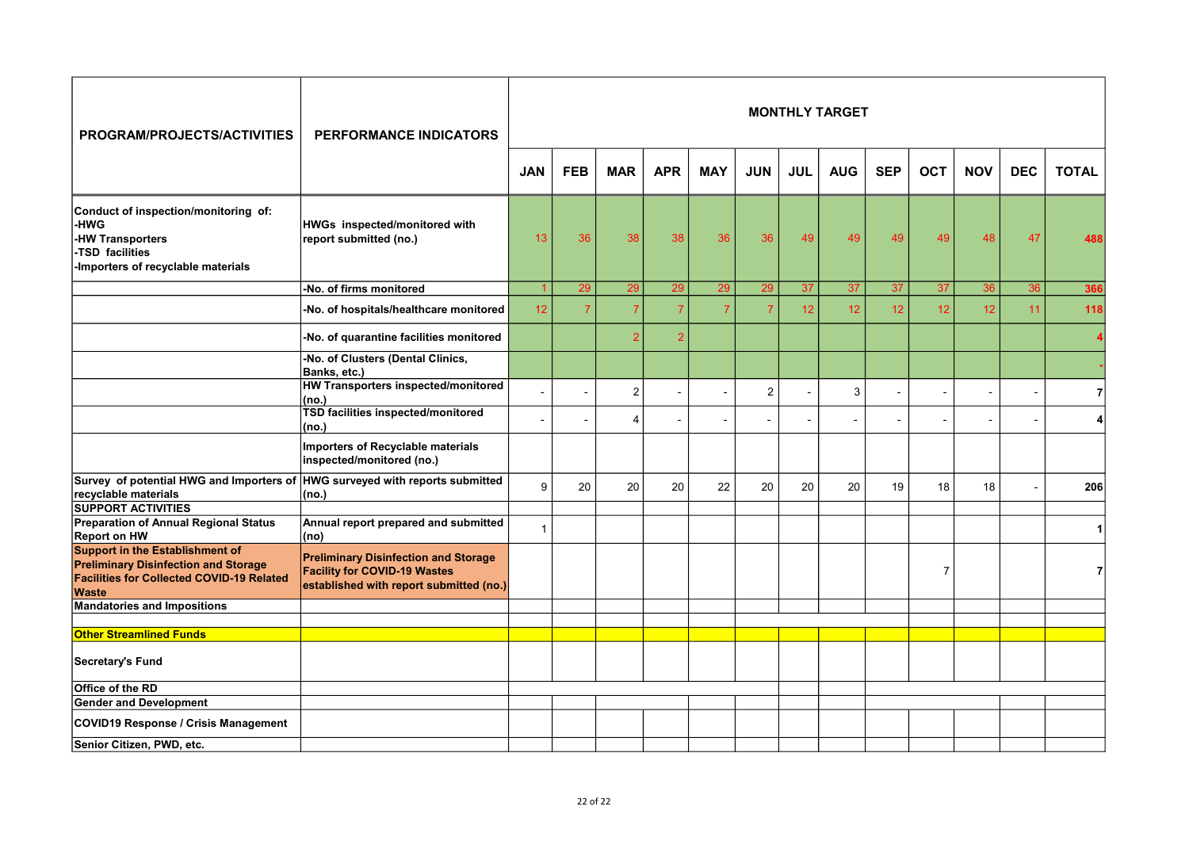| PROGRAM/PROJECTS/ACTIVITIES | PERFORMANCE INDICATORS | MONTHLY TARGET | | | | | | | | | | | | |
|---|---|---|---|---|---|---|---|---|---|---|---|---|---|---|
| | | JAN | FEB | MAR | APR | MAY | JUN | JUL | AUG | SEP | OCT | NOV | DEC | TOTAL |
| **Conduct of inspection/monitoring of:<br>-HWG<br>-HW Transporters<br>-TSD facilities<br>-Importers of recyclable materials** | **HWGs inspected/monitored with report submitted (no.)** | 13 | 36 | 38 | 38 | 36 | 36 | 49 | 49 | 49 | 49 | 48 | 47 | **488** |
| | **-No. of firms monitored** | 1 | 29 | 29 | 29 | 29 | 29 | 37 | 37 | 37 | 37 | 36 | 36 | **366** |
| | **-No. of hospitals/healthcare monitored** | 12 | 7 | 7 | 7 | 7 | 7 | 12 | 12 | 12 | 12 | 12 | 11 | **118** |
| | **-No. of quarantine facilities monitored** | | | 2 | 2 | | | | | | | | | **4** |
| | **-No. of Clusters (Dental Clinics, Banks, etc.)** | | | | | | | | | | | | | **-** |
| | **HW Transporters inspected/monitored (no.)** | - | - | 2 | - | - | 2 | - | 3 | - | - | - | - | **7** |
| | **TSD facilities inspected/monitored (no.)** | - | - | 4 | - | - | - | - | - | - | - | - | - | **4** |
| | **Importers of Recyclable materials inspected/monitored (no.)** | | | | | | | | | | | | | |
| **Survey of potential HWG and Importers of recyclable materials** | **HWG surveyed with reports submitted (no.)** | 9 | 20 | 20 | 20 | 22 | 20 | 20 | 20 | 19 | 18 | 18 | - | **206** |
| **SUPPORT ACTIVITIES** | | | | | | | | | | | | | | |
| **Preparation of Annual Regional Status Report on HW** | **Annual report prepared and submitted (no)** | 1 | | | | | | | | | | | | **1** |
| **Support in the Establishment of Preliminary Disinfection and Storage Facilities for Collected COVID-19 Related Waste** | **Preliminary Disinfection and Storage Facility for COVID-19 Wastes established with report submitted (no.)** | | | | | | | | | | 7 | | | **7** |
| **Mandatories and Impositions** | | | | | | | | | | | | | | |
| | | | | | | | | | | | | | | |
| **Other Streamlined Funds** | | | | | | | | | | | | | | |
| **Secretary's Fund** | | | | | | | | | | | | | | |
| **Office of the RD** | | | | | | | | | | | | | | |
| **Gender and Development** | | | | | | | | | | | | | | |
| **COVID19 Response / Crisis Management** | | | | | | | | | | | | | | |
| **Senior Citizen, PWD, etc.** | | | | | | | | | | | | | | |